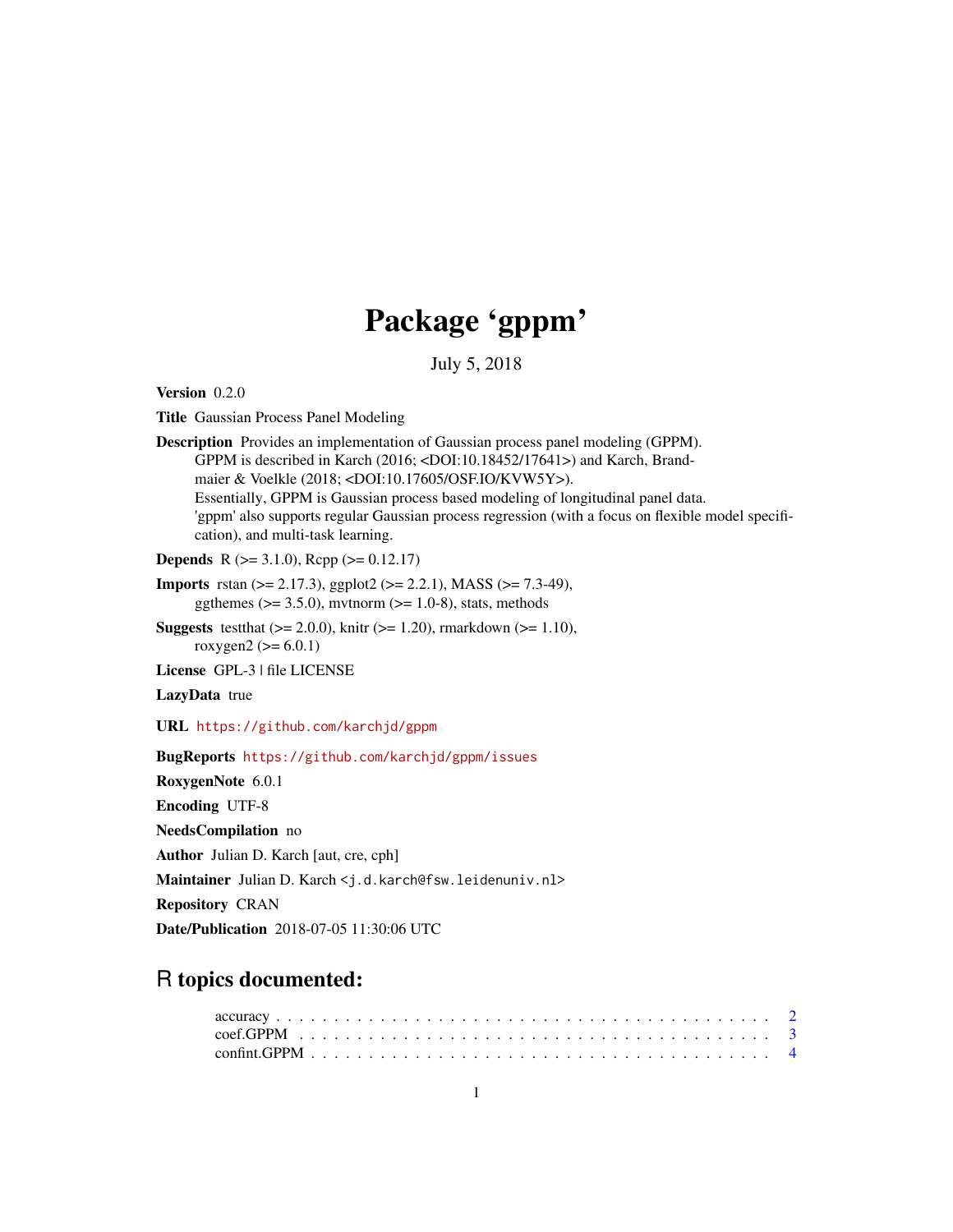# Package 'gppm'

July 5, 2018

**Version** 0.2.0

**Title** Gaussian Process Panel Modeling

**Description** Provides an implementation of Gaussian process panel modeling (GPPM). GPPM is described in Karch (2016; <DOI:10.18452/17641>) and Karch, Brandmaier & Voelkle (2018; <DOI:10.17605/OSF.IO/KVW5Y>). Essentially, GPPM is Gaussian process based modeling of longitudinal panel data. 'gppm' also supports regular Gaussian process regression (with a focus on flexible model specification), and multi-task learning.

**Depends** R (>= 3.1.0), Rcpp (>= 0.12.17)

**Imports** rstan (>= 2.17.3), ggplot2 (>= 2.2.1), MASS (>= 7.3-49), ggthemes (>= 3.5.0), mvtnorm (>= 1.0-8), stats, methods

**Suggests** testthat (>= 2.0.0), knitr (>= 1.20), rmarkdown (>= 1.10), roxygen2 (>= 6.0.1)

**License** GPL-3 | file LICENSE

**LazyData** true

**URL** https://github.com/karchjd/gppm

**BugReports** https://github.com/karchjd/gppm/issues

**RoxygenNote** 6.0.1

**Encoding** UTF-8

**NeedsCompilation** no

**Author** Julian D. Karch [aut, cre, cph]

**Maintainer** Julian D. Karch <j.d.karch@fsw.leidenuniv.nl>

**Repository** CRAN

**Date/Publication** 2018-07-05 11:30:06 UTC

## R topics documented:

accuracy . . . . . . . . . . . . . . . . . . . . . . . . . . . . . . . . . . . . . . . . . . . 2
coef.GPPM . . . . . . . . . . . . . . . . . . . . . . . . . . . . . . . . . . . . . . . . . . 3
confint.GPPM . . . . . . . . . . . . . . . . . . . . . . . . . . . . . . . . . . . . . . . . 4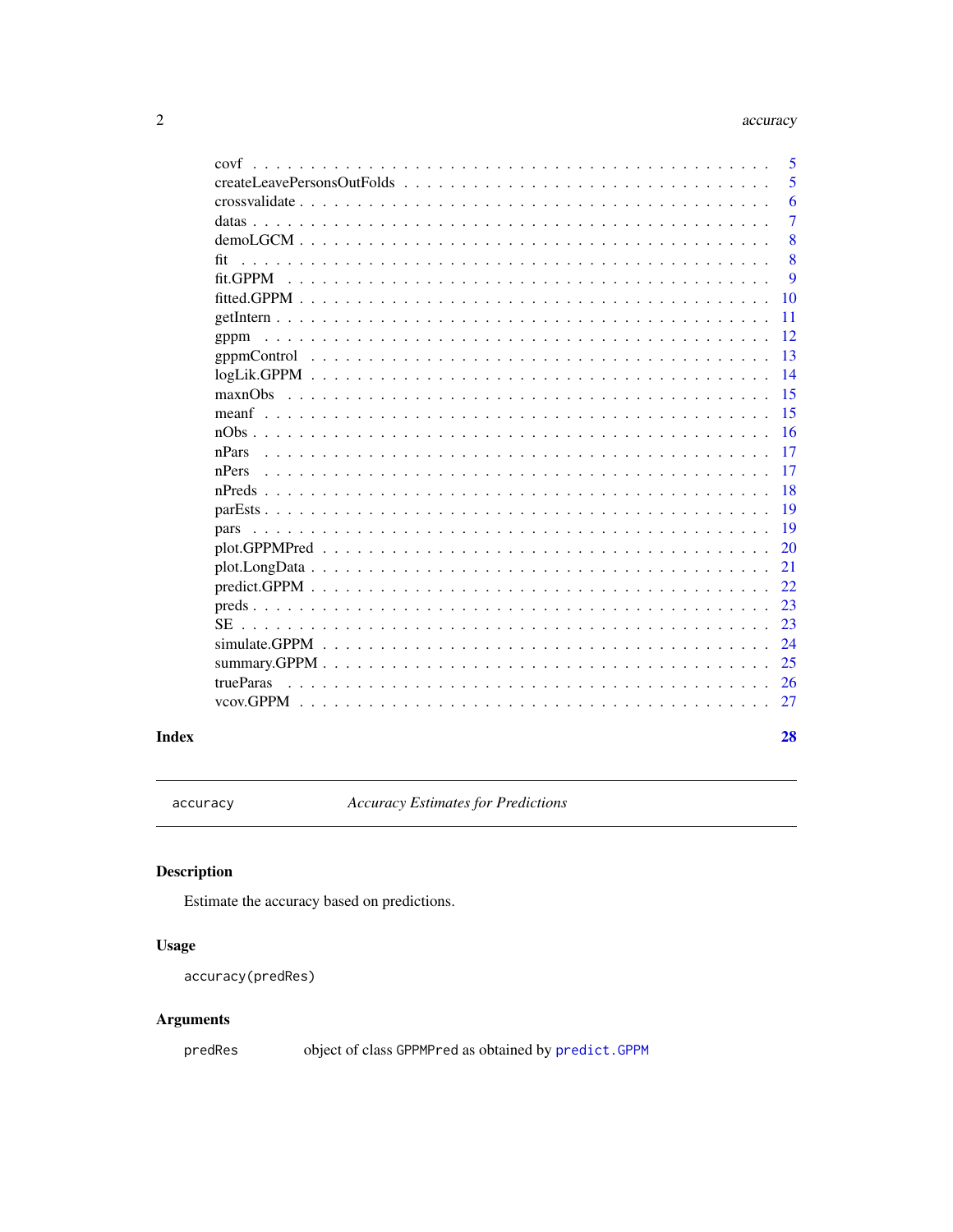| | |
|---|---|
| covf | 5 |
| createLeavePersonsOutFolds | 5 |
| crossvalidate | 6 |
| datas | 7 |
| demoLGCM | 8 |
| fit | 8 |
| fit.GPPM | 9 |
| fitted.GPPM | 10 |
| getIntern | 11 |
| gppm | 12 |
| gppmControl | 13 |
| logLik.GPPM | 14 |
| maxnObs | 15 |
| meanf | 15 |
| nObs | 16 |
| nPars | 17 |
| nPers | 17 |
| nPreds | 18 |
| parEsts | 19 |
| pars | 19 |
| plot.GPPMPred | 20 |
| plot.LongData | 21 |
| predict.GPPM | 22 |
| preds | 23 |
| SE | 23 |
| simulate.GPPM | 24 |
| summary.GPPM | 25 |
| trueParas | 26 |
| vcov.GPPM | 27 |

**Index** **28**

---

`accuracy` *Accuracy Estimates for Predictions*

---

## Description

Estimate the accuracy based on predictions.

## Usage

```
accuracy(predRes)
```

## Arguments

| | |
|---|---|
| predRes | object of class `GPPMPred` as obtained by `predict.GPPM` |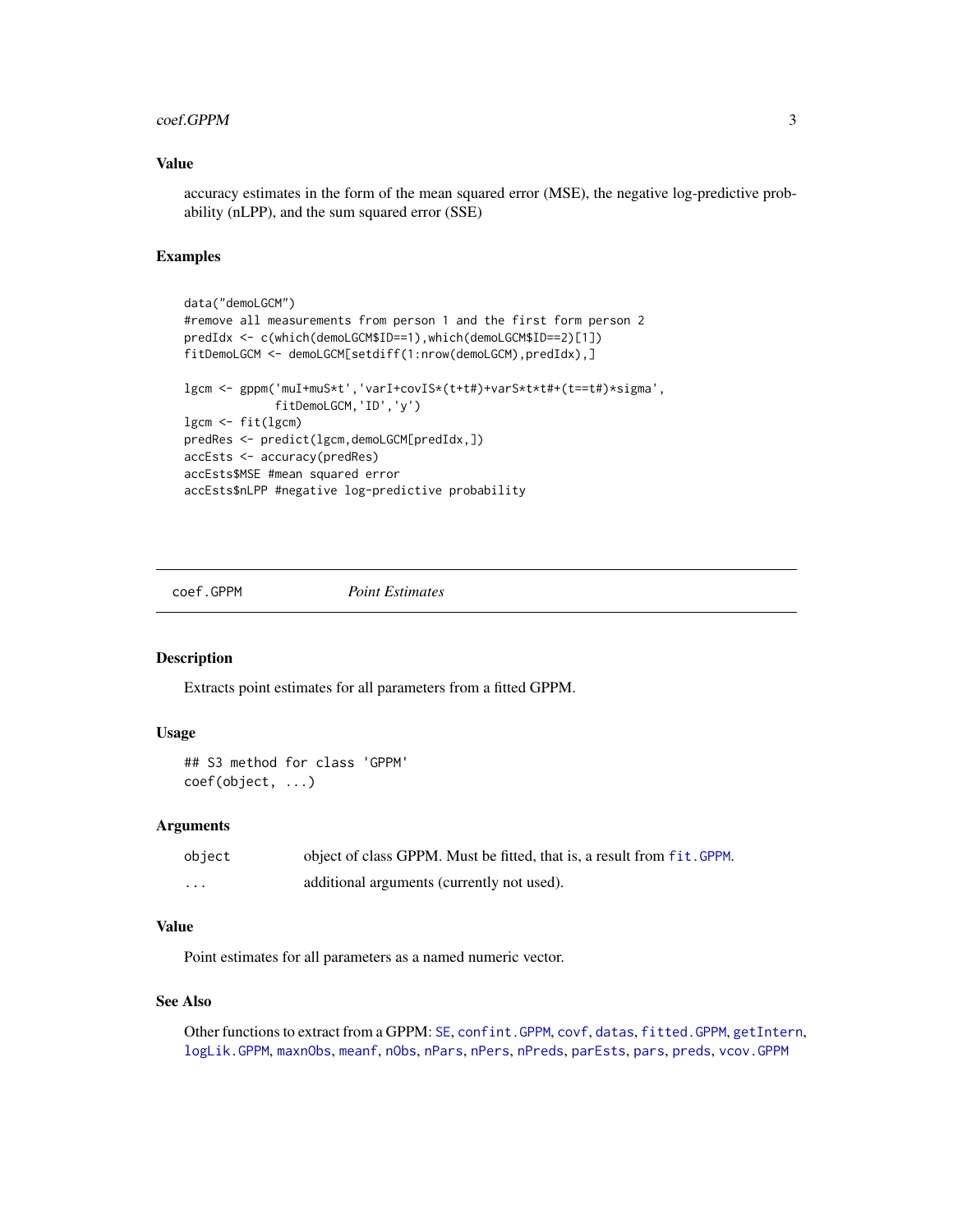### Value

accuracy estimates in the form of the mean squared error (MSE), the negative log-predictive probability (nLPP), and the sum squared error (SSE)

### Examples

```
data("demoLGCM")
#remove all measurements from person 1 and the first form person 2
predIdx <- c(which(demoLGCM$ID==1),which(demoLGCM$ID==2)[1])
fitDemoLGCM <- demoLGCM[setdiff(1:nrow(demoLGCM),predIdx),]

lgcm <- gppm('muI+muS*t','varI+covIS*(t+t#)+varS*t*t#+(t==t#)*sigma',
          fitDemoLGCM,'ID','y')
lgcm <- fit(lgcm)
predRes <- predict(lgcm,demoLGCM[predIdx,])
accEsts <- accuracy(predRes)
accEsts$MSE #mean squared error
accEsts$nLPP #negative log-predictive probability
```

---

## coef.GPPM — *Point Estimates*

### Description

Extracts point estimates for all parameters from a fitted GPPM.

### Usage

```
## S3 method for class 'GPPM'
coef(object, ...)
```

### Arguments

| | |
|---|---|
| object | object of class GPPM. Must be fitted, that is, a result from `fit.GPPM`. |
| ... | additional arguments (currently not used). |

### Value

Point estimates for all parameters as a named numeric vector.

### See Also

Other functions to extract from a GPPM: `SE`, `confint.GPPM`, `covf`, `datas`, `fitted.GPPM`, `getIntern`, `logLik.GPPM`, `maxnObs`, `meanf`, `nObs`, `nPars`, `nPers`, `nPreds`, `parEsts`, `pars`, `preds`, `vcov.GPPM`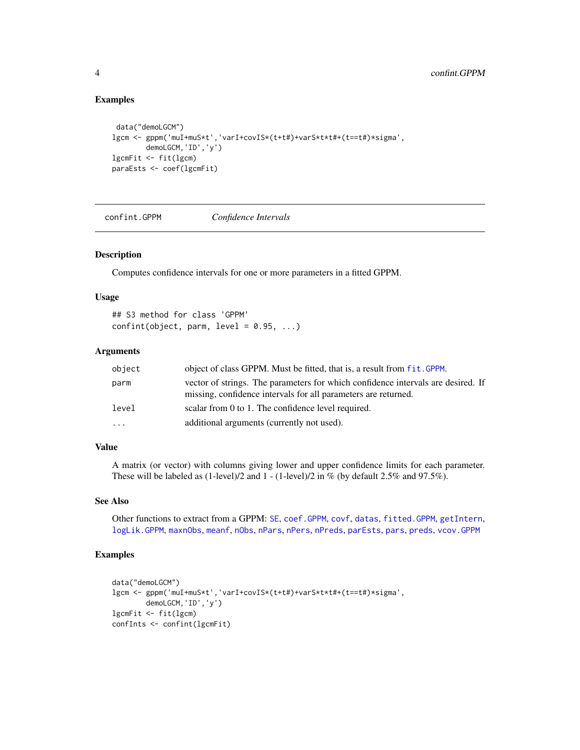## Examples

```
 data("demoLGCM")
lgcm <- gppm('muI+muS*t','varI+covIS*(t+t#)+varS*t*t#+(t==t#)*sigma',
        demoLGCM,'ID','y')
lgcmFit <- fit(lgcm)
paraEsts <- coef(lgcmFit)
```

---

`confint.GPPM` *Confidence Intervals*

---

## Description

Computes confidence intervals for one or more parameters in a fitted GPPM.

## Usage

```
## S3 method for class 'GPPM'
confint(object, parm, level = 0.95, ...)
```

## Arguments

| | |
|---|---|
| `object` | object of class GPPM. Must be fitted, that is, a result from `fit.GPPM`. |
| `parm` | vector of strings. The parameters for which confidence intervals are desired. If missing, confidence intervals for all parameters are returned. |
| `level` | scalar from 0 to 1. The confidence level required. |
| `...` | additional arguments (currently not used). |

## Value

A matrix (or vector) with columns giving lower and upper confidence limits for each parameter. These will be labeled as (1-level)/2 and 1 - (1-level)/2 in % (by default 2.5% and 97.5%).

## See Also

Other functions to extract from a GPPM: `SE`, `coef.GPPM`, `covf`, `datas`, `fitted.GPPM`, `getIntern`, `logLik.GPPM`, `maxnObs`, `meanf`, `nObs`, `nPars`, `nPers`, `nPreds`, `parEsts`, `pars`, `preds`, `vcov.GPPM`

## Examples

```
data("demoLGCM")
lgcm <- gppm('muI+muS*t','varI+covIS*(t+t#)+varS*t*t#+(t==t#)*sigma',
        demoLGCM,'ID','y')
lgcmFit <- fit(lgcm)
confInts <- confint(lgcmFit)
```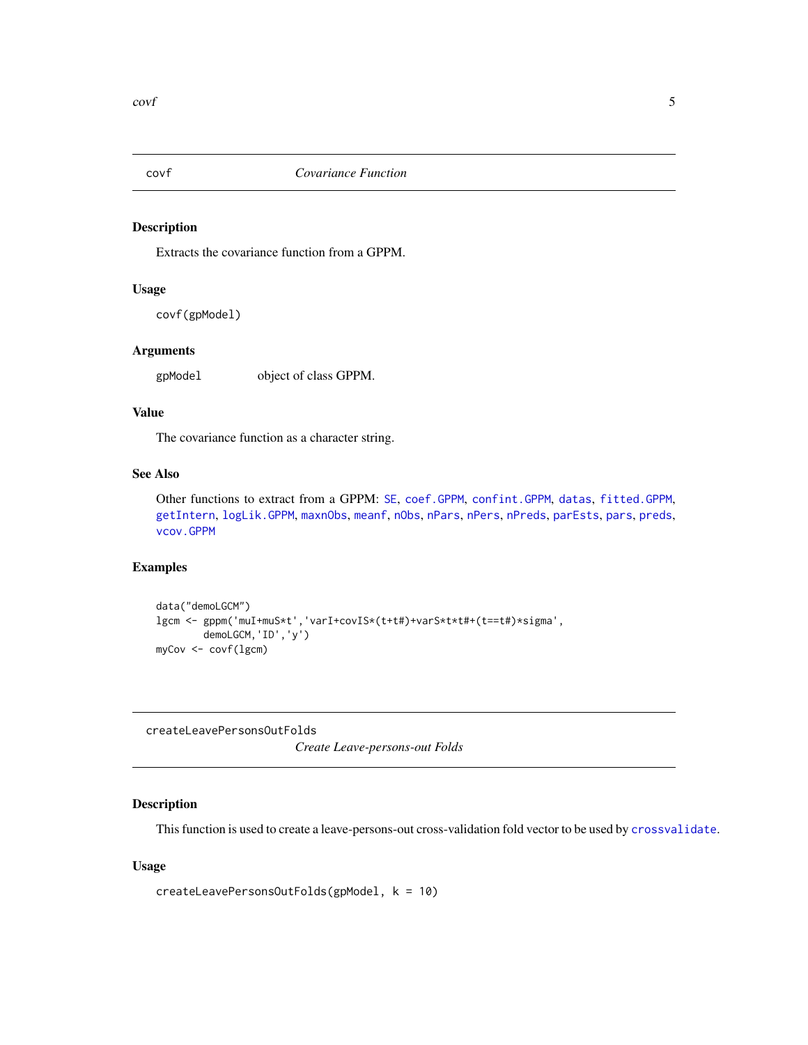## covf — *Covariance Function*

### Description

Extracts the covariance function from a GPPM.

### Usage

```
covf(gpModel)
```

### Arguments

| | |
|---|---|
| gpModel | object of class GPPM. |

### Value

The covariance function as a character string.

### See Also

Other functions to extract from a GPPM: SE, coef.GPPM, confint.GPPM, datas, fitted.GPPM, getIntern, logLik.GPPM, maxnObs, meanf, nObs, nPars, nPers, nPreds, parEsts, pars, preds, vcov.GPPM

### Examples

```
data("demoLGCM")
lgcm <- gppm('muI+muS*t','varI+covIS*(t+t#)+varS*t*t#+(t==t#)*sigma',
        demoLGCM,'ID','y')
myCov <- covf(lgcm)
```

## createLeavePersonsOutFolds — *Create Leave-persons-out Folds*

### Description

This function is used to create a leave-persons-out cross-validation fold vector to be used by crossvalidate.

### Usage

```
createLeavePersonsOutFolds(gpModel, k = 10)
```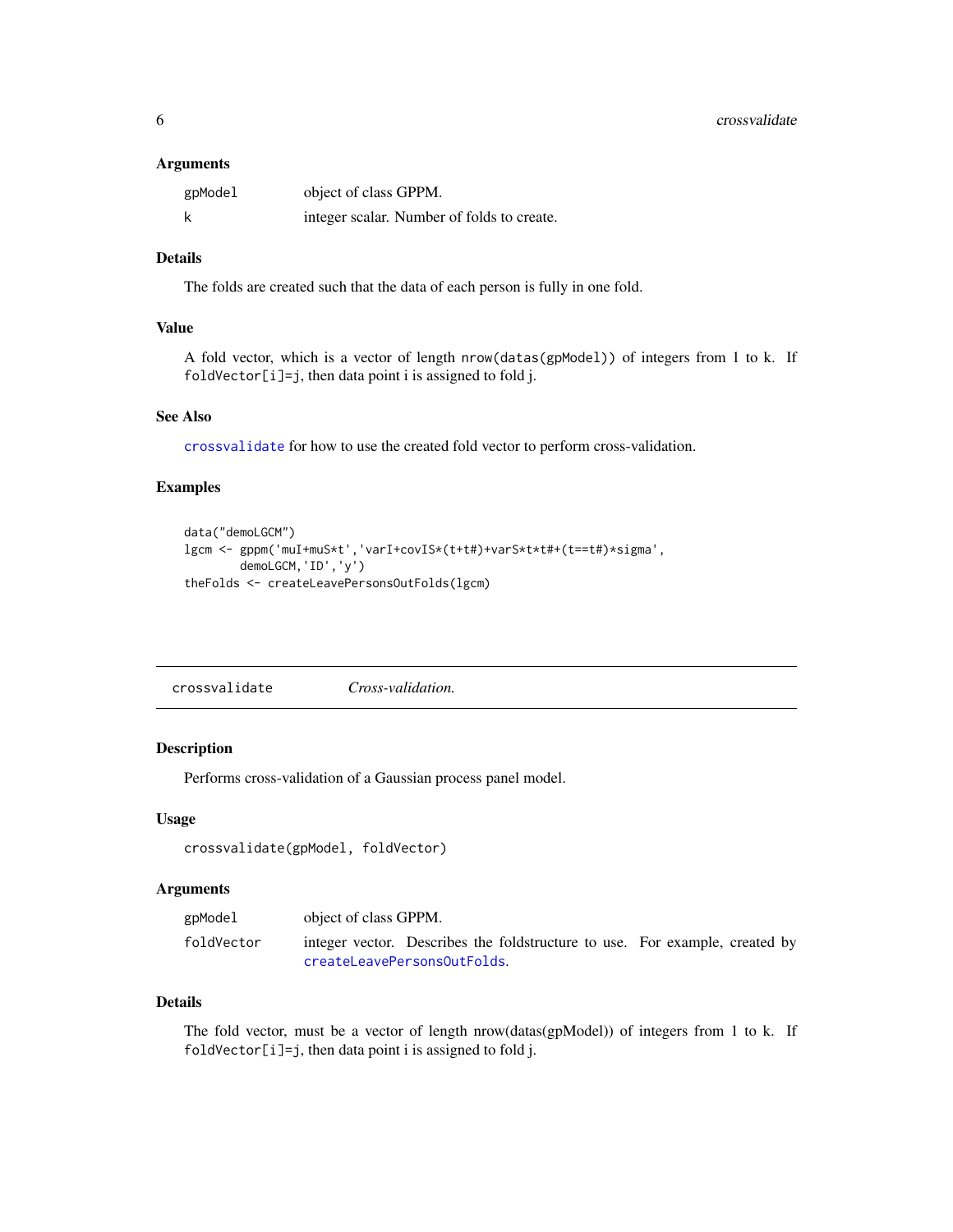### Arguments

| | |
|---|---|
| gpModel | object of class GPPM. |
| k | integer scalar. Number of folds to create. |

### Details

The folds are created such that the data of each person is fully in one fold.

### Value

A fold vector, which is a vector of length `nrow(datas(gpModel))` of integers from 1 to k. If `foldVector[i]=j`, then data point i is assigned to fold j.

### See Also

`crossvalidate` for how to use the created fold vector to perform cross-validation.

### Examples

```
data("demoLGCM")
lgcm <- gppm('muI+muS*t','varI+covIS*(t+t#)+varS*t*t#+(t==t#)*sigma',
        demoLGCM,'ID','y')
theFolds <- createLeavePersonsOutFolds(lgcm)
```

---

## crossvalidate    *Cross-validation.*

### Description

Performs cross-validation of a Gaussian process panel model.

### Usage

```
crossvalidate(gpModel, foldVector)
```

### Arguments

| | |
|---|---|
| gpModel | object of class GPPM. |
| foldVector | integer vector. Describes the foldstructure to use. For example, created by `createLeavePersonsOutFolds`. |

### Details

The fold vector, must be a vector of length nrow(datas(gpModel)) of integers from 1 to k. If `foldVector[i]=j`, then data point i is assigned to fold j.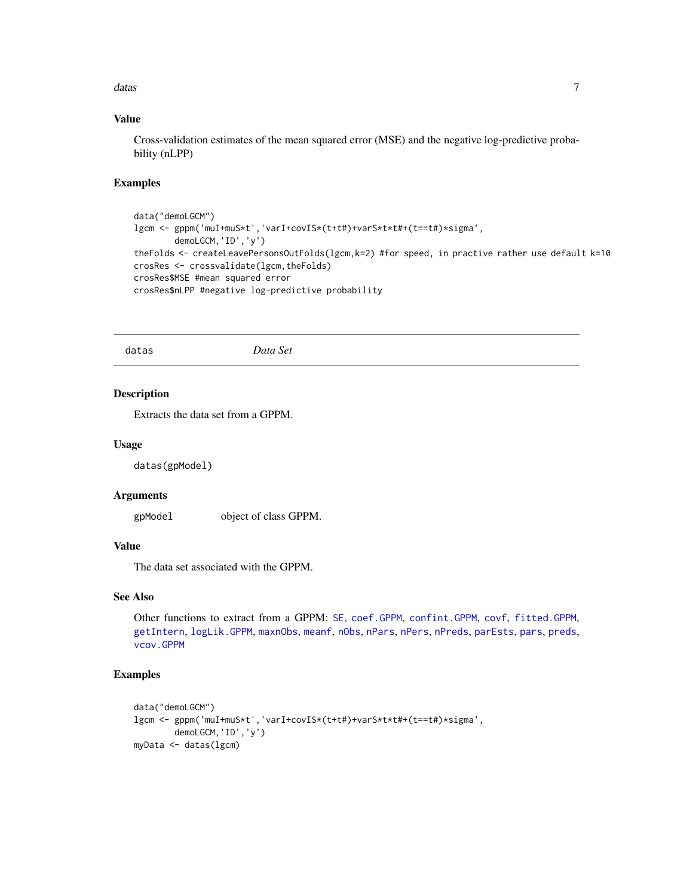### Value

Cross-validation estimates of the mean squared error (MSE) and the negative log-predictive probability (nLPP)

### Examples

```
data("demoLGCM")
lgcm <- gppm('muI+muS*t','varI+covIS*(t+t#)+varS*t*t#+(t==t#)*sigma',
        demoLGCM,'ID','y')
theFolds <- createLeavePersonsOutFolds(lgcm,k=2) #for speed, in practice rather use default k=10
crosRes <- crossvalidate(lgcm,theFolds)
crosRes$MSE #mean squared error
crosRes$nLPP #negative log-predictive probability
```

---

## datas — *Data Set*

### Description

Extracts the data set from a GPPM.

### Usage

```
datas(gpModel)
```

### Arguments

| | |
|---|---|
| gpModel | object of class GPPM. |

### Value

The data set associated with the GPPM.

### See Also

Other functions to extract from a GPPM: SE, coef.GPPM, confint.GPPM, covf, fitted.GPPM, getIntern, logLik.GPPM, maxnObs, meanf, nObs, nPars, nPers, nPreds, parEsts, pars, preds, vcov.GPPM

### Examples

```
data("demoLGCM")
lgcm <- gppm('muI+muS*t','varI+covIS*(t+t#)+varS*t*t#+(t==t#)*sigma',
        demoLGCM,'ID','y')
myData <- datas(lgcm)
```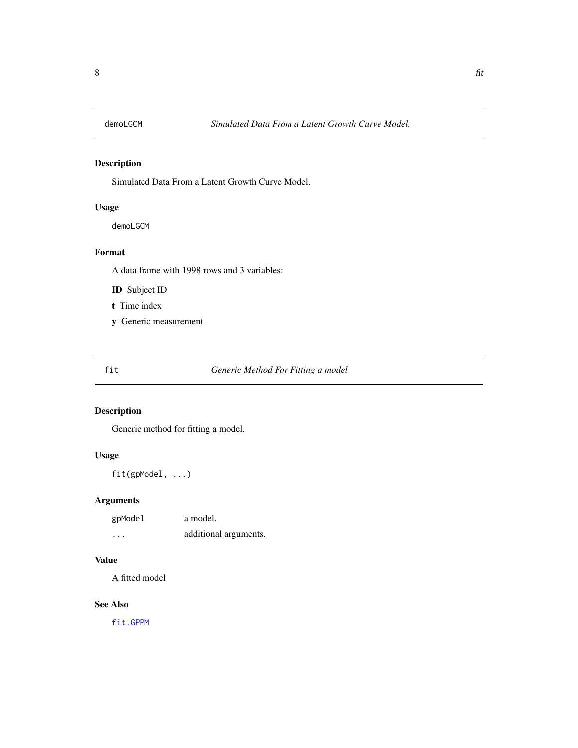## demoLGCM — *Simulated Data From a Latent Growth Curve Model.*

### Description

Simulated Data From a Latent Growth Curve Model.

### Usage

```
demoLGCM
```

### Format

A data frame with 1998 rows and 3 variables:

- **ID** Subject ID
- **t** Time index
- **y** Generic measurement

## fit — *Generic Method For Fitting a model*

### Description

Generic method for fitting a model.

### Usage

```
fit(gpModel, ...)
```

### Arguments

| | |
|---|---|
| gpModel | a model. |
| ... | additional arguments. |

### Value

A fitted model

### See Also

fit.GPPM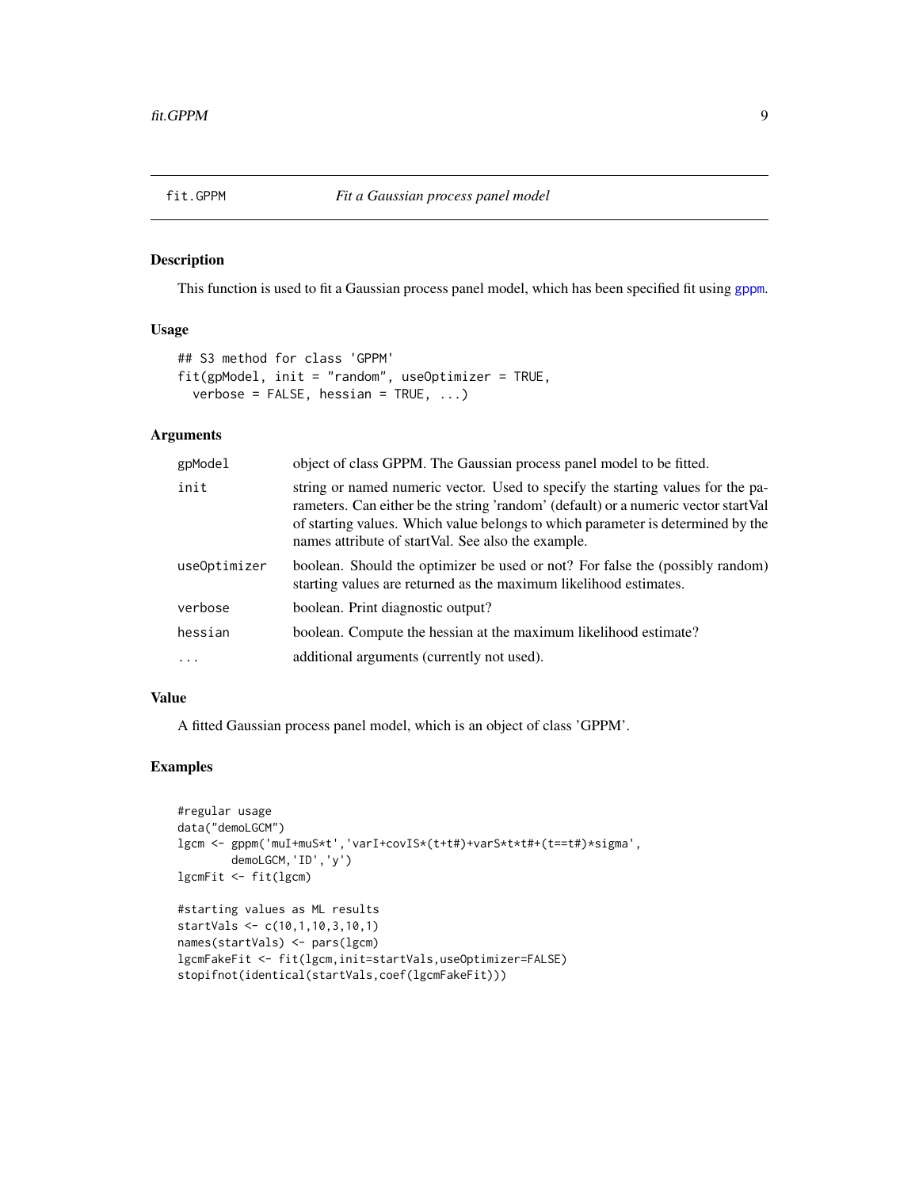## fit.GPPM — *Fit a Gaussian process panel model*

### Description

This function is used to fit a Gaussian process panel model, which has been specified fit using gppm.

### Usage

```
## S3 method for class 'GPPM'
fit(gpModel, init = "random", useOptimizer = TRUE,
  verbose = FALSE, hessian = TRUE, ...)
```

### Arguments

| | |
|---|---|
| gpModel | object of class GPPM. The Gaussian process panel model to be fitted. |
| init | string or named numeric vector. Used to specify the starting values for the parameters. Can either be the string 'random' (default) or a numeric vector startVal of starting values. Which value belongs to which parameter is determined by the names attribute of startVal. See also the example. |
| useOptimizer | boolean. Should the optimizer be used or not? For false the (possibly random) starting values are returned as the maximum likelihood estimates. |
| verbose | boolean. Print diagnostic output? |
| hessian | boolean. Compute the hessian at the maximum likelihood estimate? |
| ... | additional arguments (currently not used). |

### Value

A fitted Gaussian process panel model, which is an object of class 'GPPM'.

### Examples

```
#regular usage
data("demoLGCM")
lgcm <- gppm('muI+muS*t','varI+covIS*(t+t#)+varS*t*t#+(t==t#)*sigma',
        demoLGCM,'ID','y')
lgcmFit <- fit(lgcm)

#starting values as ML results
startVals <- c(10,1,10,3,10,1)
names(startVals) <- pars(lgcm)
lgcmFakeFit <- fit(lgcm,init=startVals,useOptimizer=FALSE)
stopifnot(identical(startVals,coef(lgcmFakeFit)))
```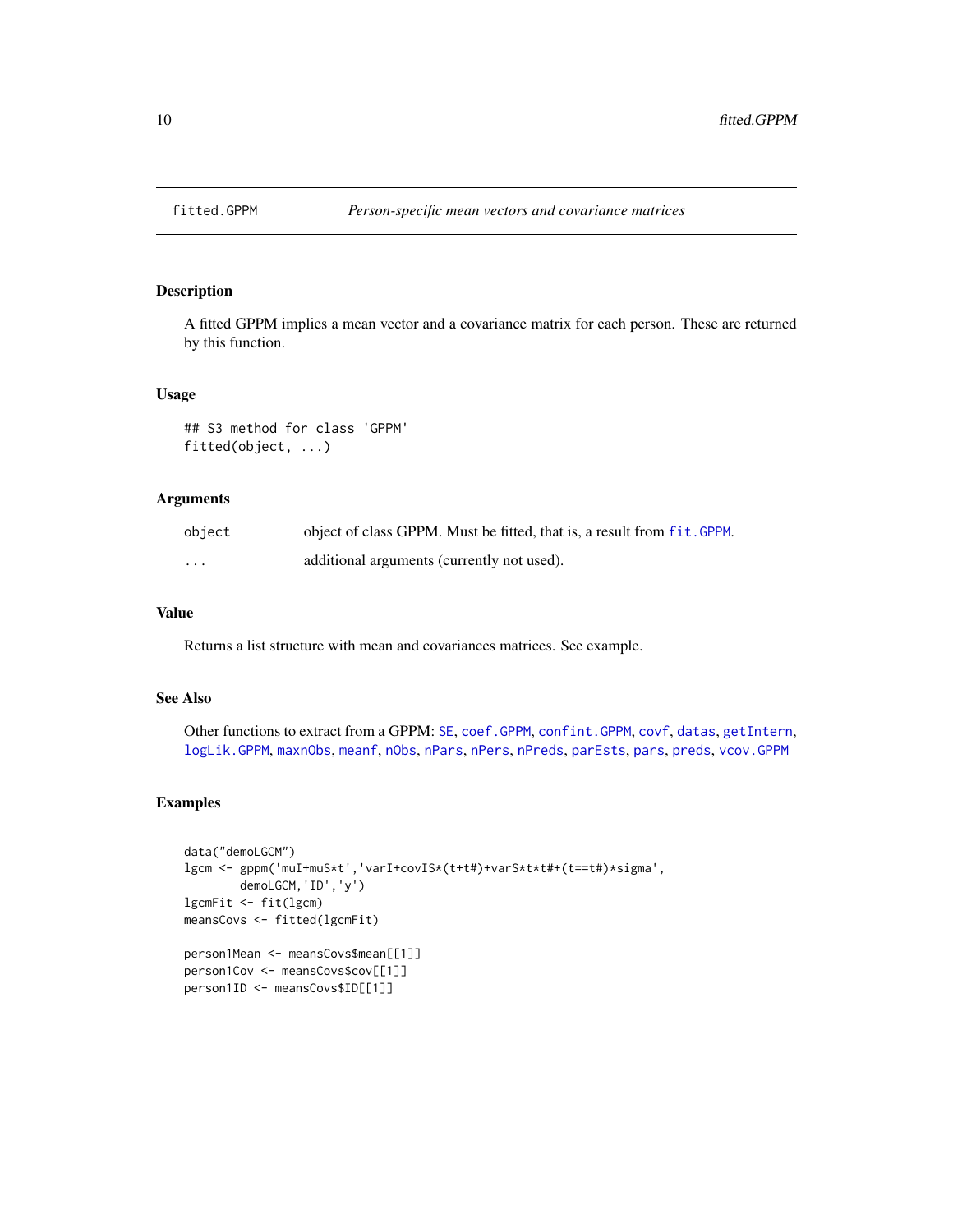# fitted.GPPM — *Person-specific mean vectors and covariance matrices*

## Description

A fitted GPPM implies a mean vector and a covariance matrix for each person. These are returned by this function.

## Usage

```
## S3 method for class 'GPPM'
fitted(object, ...)
```

## Arguments

| | |
|---|---|
| `object` | object of class GPPM. Must be fitted, that is, a result from `fit.GPPM`. |
| `...` | additional arguments (currently not used). |

## Value

Returns a list structure with mean and covariances matrices. See example.

## See Also

Other functions to extract from a GPPM: `SE`, `coef.GPPM`, `confint.GPPM`, `covf`, `datas`, `getIntern`, `logLik.GPPM`, `maxnObs`, `meanf`, `nObs`, `nPars`, `nPers`, `nPreds`, `parEsts`, `pars`, `preds`, `vcov.GPPM`

## Examples

```
data("demoLGCM")
lgcm <- gppm('muI+muS*t','varI+covIS*(t+t#)+varS*t*t#+(t==t#)*sigma',
        demoLGCM,'ID','y')
lgcmFit <- fit(lgcm)
meansCovs <- fitted(lgcmFit)

person1Mean <- meansCovs$mean[[1]]
person1Cov <- meansCovs$cov[[1]]
person1ID <- meansCovs$ID[[1]]
```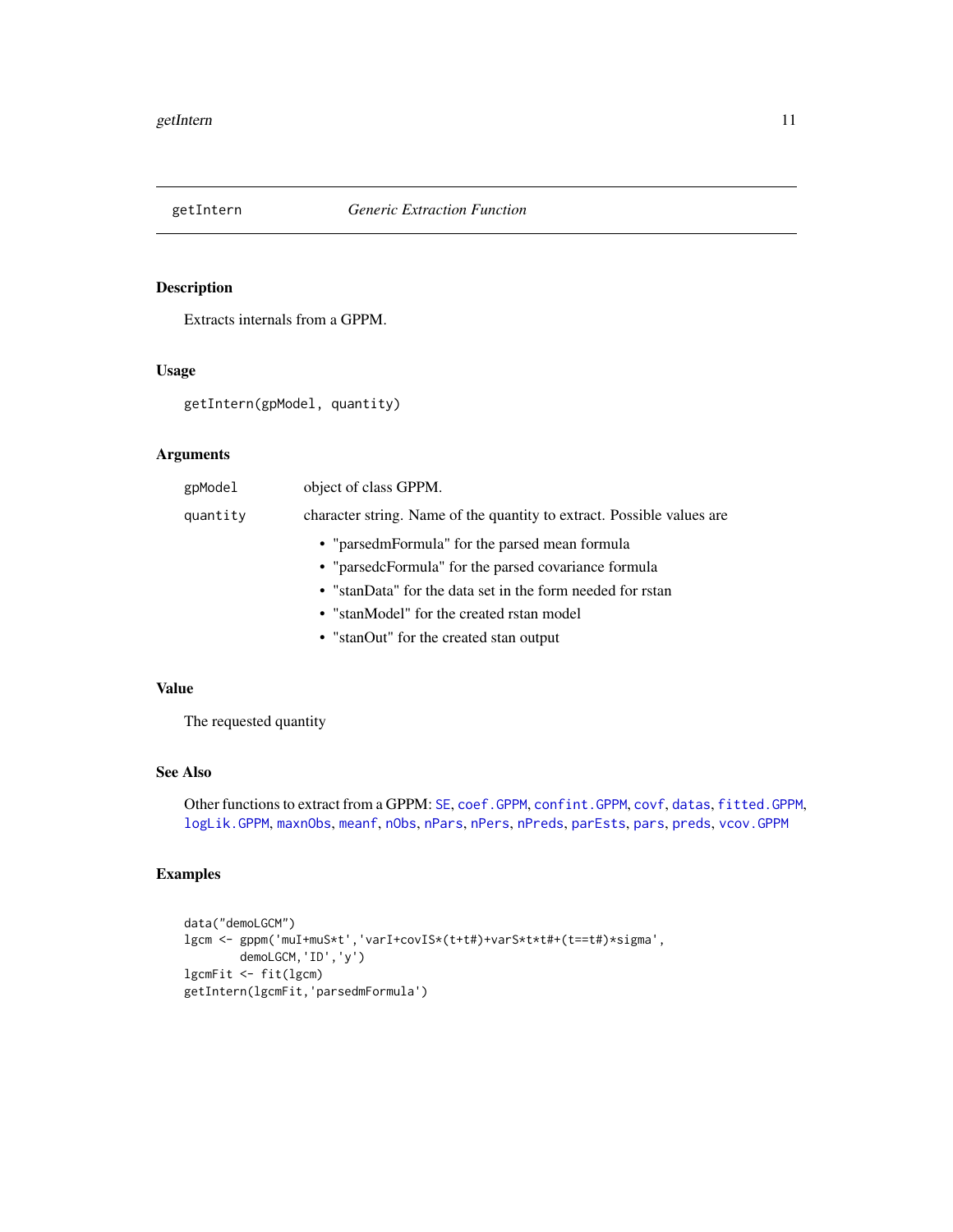# getIntern *Generic Extraction Function*

## Description

Extracts internals from a GPPM.

## Usage

```
getIntern(gpModel, quantity)
```

## Arguments

| | |
|---|---|
| gpModel | object of class GPPM. |
| quantity | character string. Name of the quantity to extract. Possible values are<br>• "parsedmFormula" for the parsed mean formula<br>• "parsedcFormula" for the parsed covariance formula<br>• "stanData" for the data set in the form needed for rstan<br>• "stanModel" for the created rstan model<br>• "stanOut" for the created stan output |

## Value

The requested quantity

## See Also

Other functions to extract from a GPPM: SE, coef.GPPM, confint.GPPM, covf, datas, fitted.GPPM, logLik.GPPM, maxnObs, meanf, nObs, nPars, nPers, nPreds, parEsts, pars, preds, vcov.GPPM

## Examples

```
data("demoLGCM")
lgcm <- gppm('muI+muS*t','varI+covIS*(t+t#)+varS*t*t#+(t==t#)*sigma',
        demoLGCM,'ID','y')
lgcmFit <- fit(lgcm)
getIntern(lgcmFit,'parsedmFormula')
```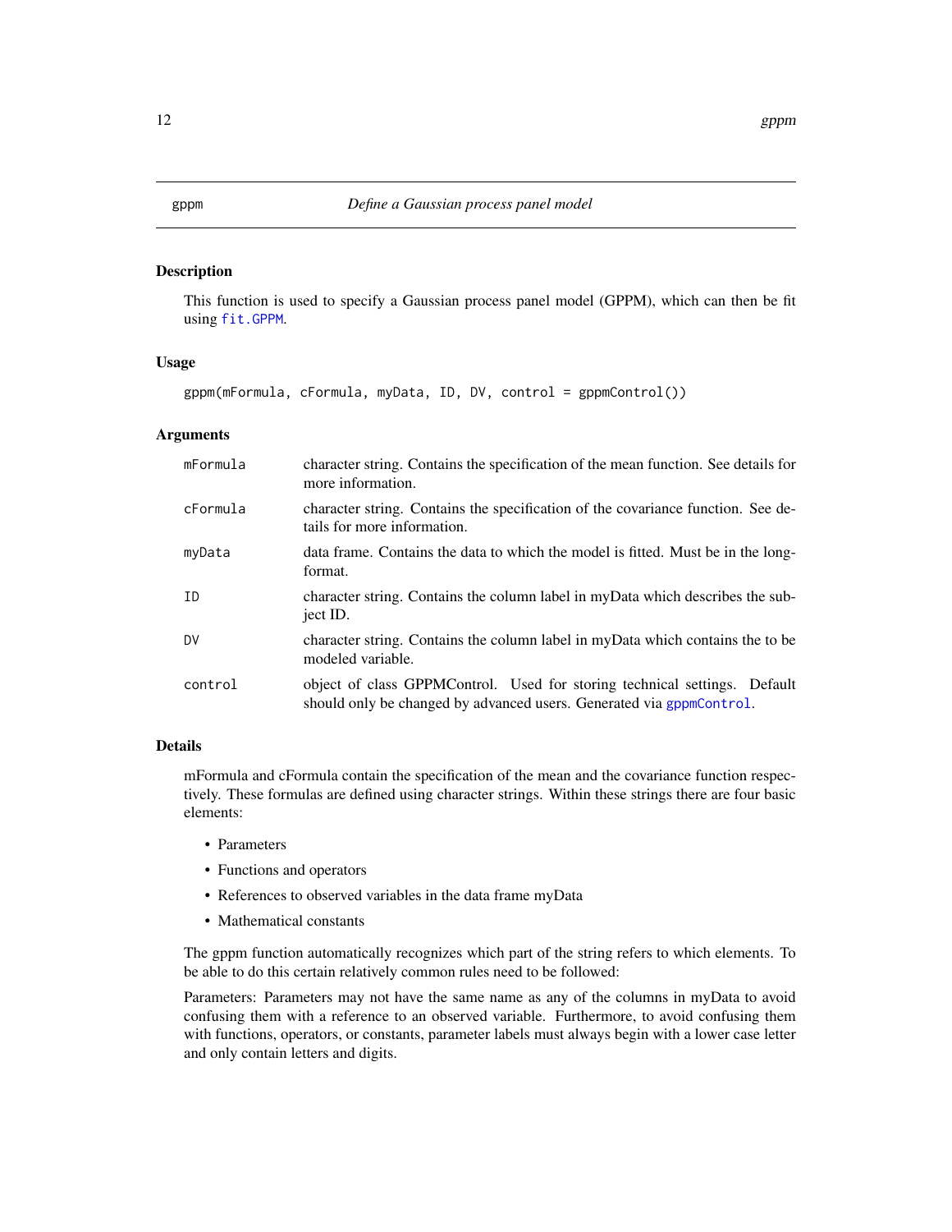# gppm — *Define a Gaussian process panel model*

## Description

This function is used to specify a Gaussian process panel model (GPPM), which can then be fit using `fit.GPPM`.

## Usage

```
gppm(mFormula, cFormula, myData, ID, DV, control = gppmControl())
```

## Arguments

| | |
|---|---|
| `mFormula` | character string. Contains the specification of the mean function. See details for more information. |
| `cFormula` | character string. Contains the specification of the covariance function. See details for more information. |
| `myData` | data frame. Contains the data to which the model is fitted. Must be in the long-format. |
| `ID` | character string. Contains the column label in myData which describes the subject ID. |
| `DV` | character string. Contains the column label in myData which contains the to be modeled variable. |
| `control` | object of class GPPMControl. Used for storing technical settings. Default should only be changed by advanced users. Generated via `gppmControl`. |

## Details

mFormula and cFormula contain the specification of the mean and the covariance function respectively. These formulas are defined using character strings. Within these strings there are four basic elements:

- Parameters
- Functions and operators
- References to observed variables in the data frame myData
- Mathematical constants

The gppm function automatically recognizes which part of the string refers to which elements. To be able to do this certain relatively common rules need to be followed:

Parameters: Parameters may not have the same name as any of the columns in myData to avoid confusing them with a reference to an observed variable. Furthermore, to avoid confusing them with functions, operators, or constants, parameter labels must always begin with a lower case letter and only contain letters and digits.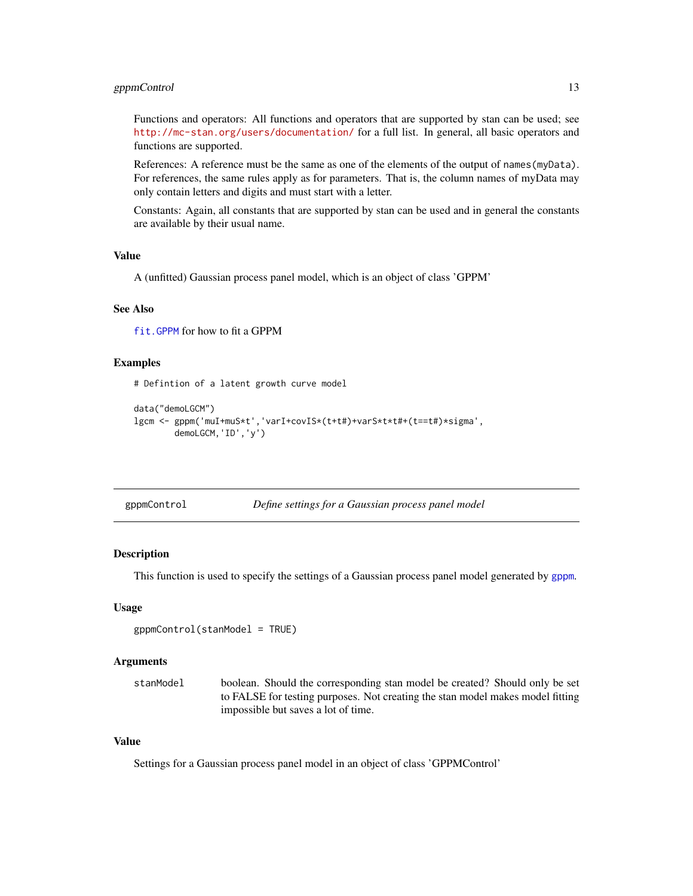Functions and operators: All functions and operators that are supported by stan can be used; see http://mc-stan.org/users/documentation/ for a full list. In general, all basic operators and functions are supported.

References: A reference must be the same as one of the elements of the output of `names(myData)`. For references, the same rules apply as for parameters. That is, the column names of myData may only contain letters and digits and must start with a letter.

Constants: Again, all constants that are supported by stan can be used and in general the constants are available by their usual name.

### Value

A (unfitted) Gaussian process panel model, which is an object of class 'GPPM'

### See Also

`fit.GPPM` for how to fit a GPPM

### Examples

```
# Defintion of a latent growth curve model

data("demoLGCM")
lgcm <- gppm('muI+muS*t','varI+covIS*(t+t#)+varS*t*t#+(t==t#)*sigma',
        demoLGCM,'ID','y')
```

---

## gppmControl &nbsp;&nbsp;&nbsp; *Define settings for a Gaussian process panel model*

---

### Description

This function is used to specify the settings of a Gaussian process panel model generated by `gppm`.

### Usage

```
gppmControl(stanModel = TRUE)
```

### Arguments

| | |
|---|---|
| stanModel | boolean. Should the corresponding stan model be created? Should only be set to FALSE for testing purposes. Not creating the stan model makes model fitting impossible but saves a lot of time. |

### Value

Settings for a Gaussian process panel model in an object of class 'GPPMControl'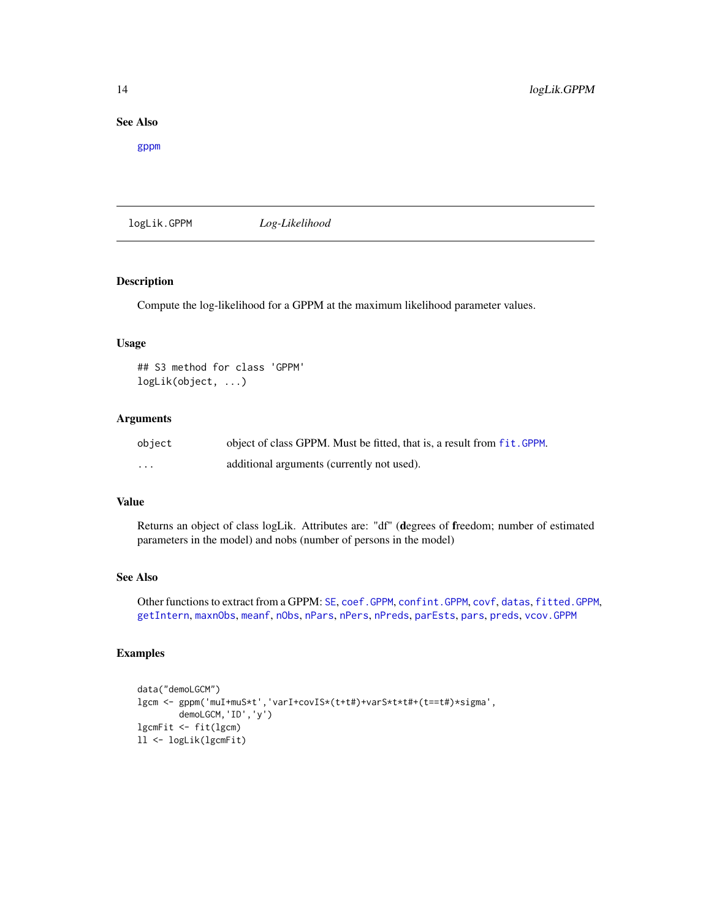## See Also

gppm

---

## logLik.GPPM *Log-Likelihood*

### Description

Compute the log-likelihood for a GPPM at the maximum likelihood parameter values.

### Usage

```
## S3 method for class 'GPPM'
logLik(object, ...)
```

### Arguments

| | |
|---|---|
| object | object of class GPPM. Must be fitted, that is, a result from fit.GPPM. |
| ... | additional arguments (currently not used). |

### Value

Returns an object of class logLik. Attributes are: "df" (**d**egrees of **f**reedom; number of estimated parameters in the model) and nobs (number of persons in the model)

### See Also

Other functions to extract from a GPPM: SE, coef.GPPM, confint.GPPM, covf, datas, fitted.GPPM, getIntern, maxnObs, meanf, nObs, nPars, nPers, nPreds, parEsts, pars, preds, vcov.GPPM

### Examples

```
data("demoLGCM")
lgcm <- gppm('muI+muS*t','varI+covIS*(t+t#)+varS*t*t#+(t==t#)*sigma',
        demoLGCM,'ID','y')
lgcmFit <- fit(lgcm)
ll <- logLik(lgcmFit)
```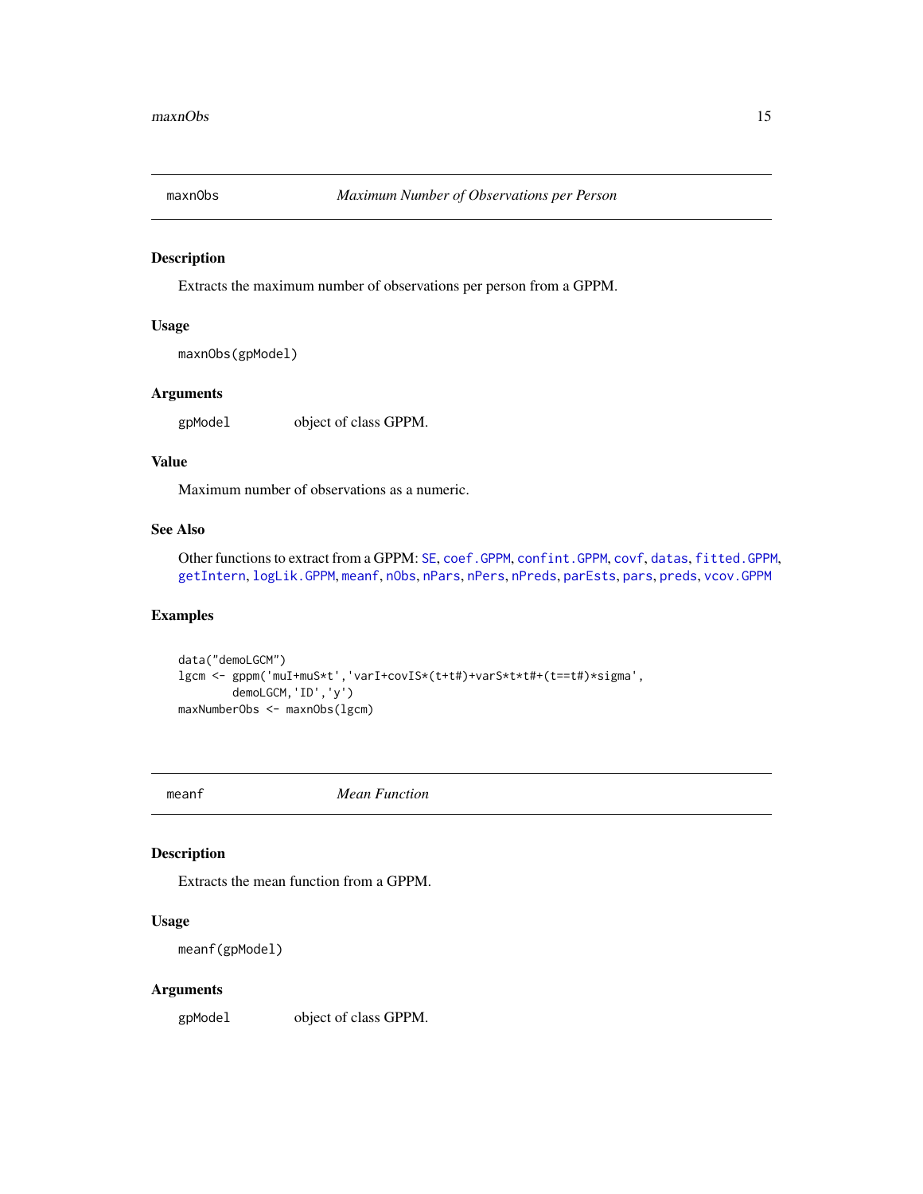## maxnObs — *Maximum Number of Observations per Person*

### Description

Extracts the maximum number of observations per person from a GPPM.

### Usage

```
maxnObs(gpModel)
```

### Arguments

| | |
|---|---|
| gpModel | object of class GPPM. |

### Value

Maximum number of observations as a numeric.

### See Also

Other functions to extract from a GPPM: SE, coef.GPPM, confint.GPPM, covf, datas, fitted.GPPM, getIntern, logLik.GPPM, meanf, nObs, nPars, nPers, nPreds, parEsts, pars, preds, vcov.GPPM

### Examples

```
data("demoLGCM")
lgcm <- gppm('muI+muS*t','varI+covIS*(t+t#)+varS*t*t#+(t==t#)*sigma',
        demoLGCM,'ID','y')
maxNumberObs <- maxnObs(lgcm)
```

## meanf — *Mean Function*

### Description

Extracts the mean function from a GPPM.

### Usage

```
meanf(gpModel)
```

### Arguments

| | |
|---|---|
| gpModel | object of class GPPM. |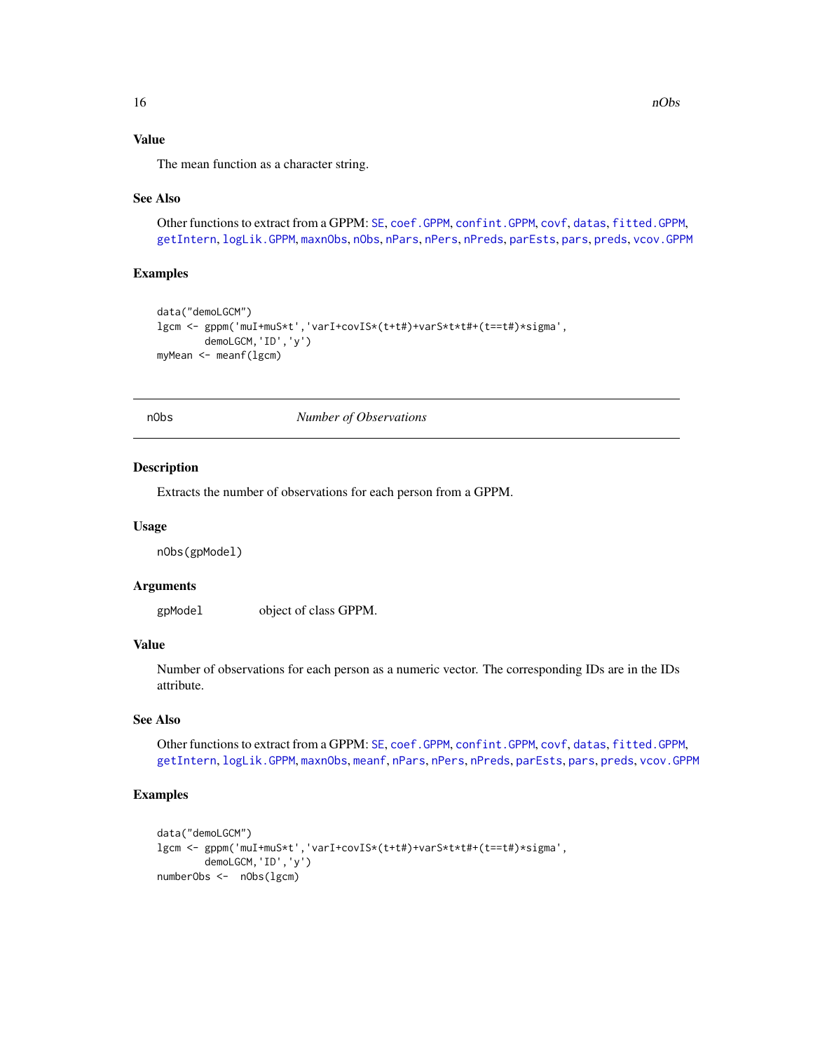## Value

The mean function as a character string.

## See Also

Other functions to extract from a GPPM: SE, coef.GPPM, confint.GPPM, covf, datas, fitted.GPPM, getIntern, logLik.GPPM, maxnObs, nObs, nPars, nPers, nPreds, parEsts, pars, preds, vcov.GPPM

## Examples

```
data("demoLGCM")
lgcm <- gppm('muI+muS*t','varI+covIS*(t+t#)+varS*t*t#+(t==t#)*sigma',
        demoLGCM,'ID','y')
myMean <- meanf(lgcm)
```

---

# nObs — *Number of Observations*

## Description

Extracts the number of observations for each person from a GPPM.

## Usage

```
nObs(gpModel)
```

## Arguments

| | |
|---|---|
| gpModel | object of class GPPM. |

## Value

Number of observations for each person as a numeric vector. The corresponding IDs are in the IDs attribute.

## See Also

Other functions to extract from a GPPM: SE, coef.GPPM, confint.GPPM, covf, datas, fitted.GPPM, getIntern, logLik.GPPM, maxnObs, meanf, nPars, nPers, nPreds, parEsts, pars, preds, vcov.GPPM

## Examples

```
data("demoLGCM")
lgcm <- gppm('muI+muS*t','varI+covIS*(t+t#)+varS*t*t#+(t==t#)*sigma',
        demoLGCM,'ID','y')
numberObs <-  nObs(lgcm)
```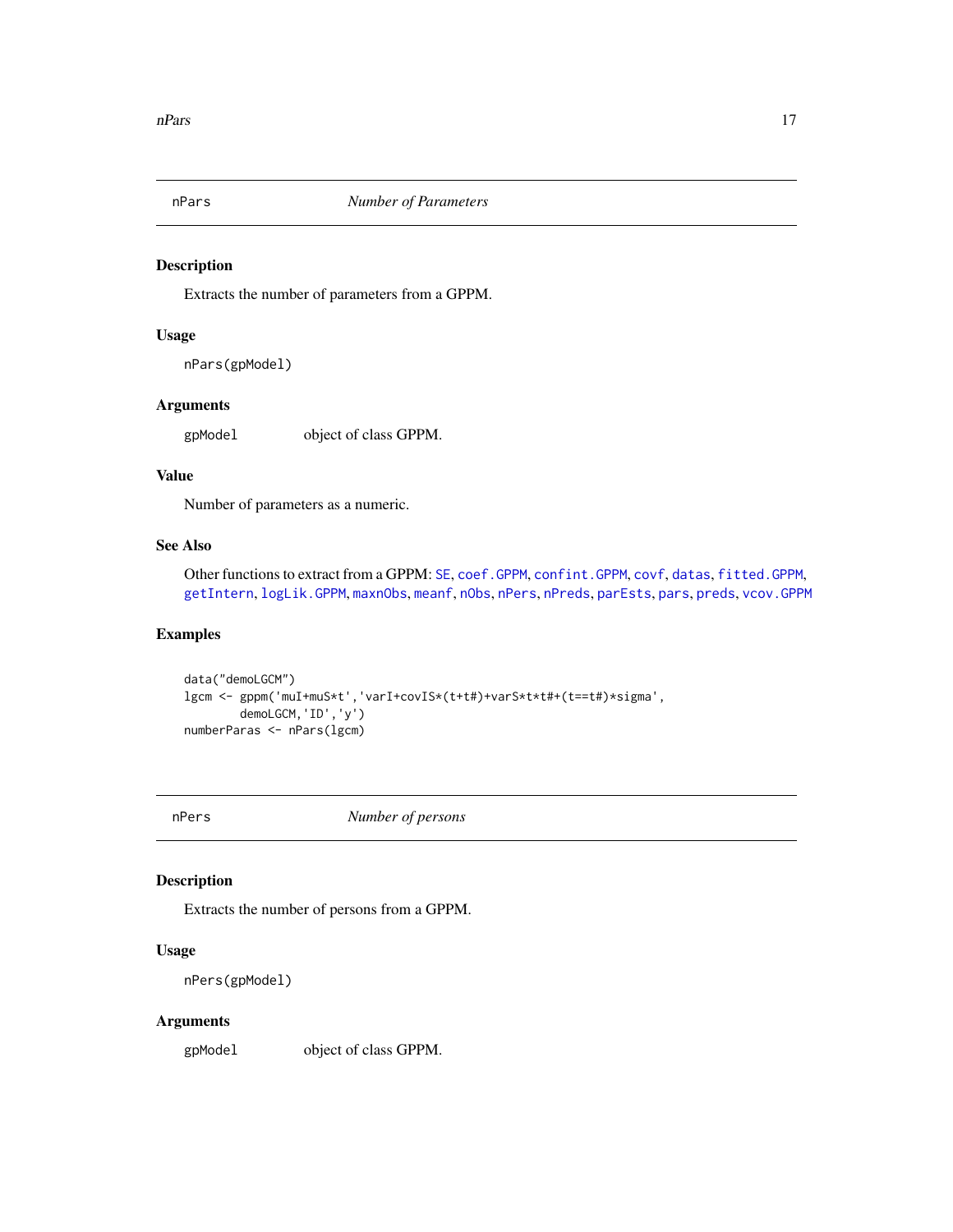## nPars *Number of Parameters*

### Description

Extracts the number of parameters from a GPPM.

### Usage

```
nPars(gpModel)
```

### Arguments

| | |
|---|---|
| gpModel | object of class GPPM. |

### Value

Number of parameters as a numeric.

### See Also

Other functions to extract from a GPPM: SE, coef.GPPM, confint.GPPM, covf, datas, fitted.GPPM, getIntern, logLik.GPPM, maxnObs, meanf, nObs, nPers, nPreds, parEsts, pars, preds, vcov.GPPM

### Examples

```
data("demoLGCM")
lgcm <- gppm('muI+muS*t','varI+covIS*(t+t#)+varS*t*t#+(t==t#)*sigma',
        demoLGCM,'ID','y')
numberParas <- nPars(lgcm)
```

## nPers *Number of persons*

### Description

Extracts the number of persons from a GPPM.

### Usage

```
nPers(gpModel)
```

### Arguments

| | |
|---|---|
| gpModel | object of class GPPM. |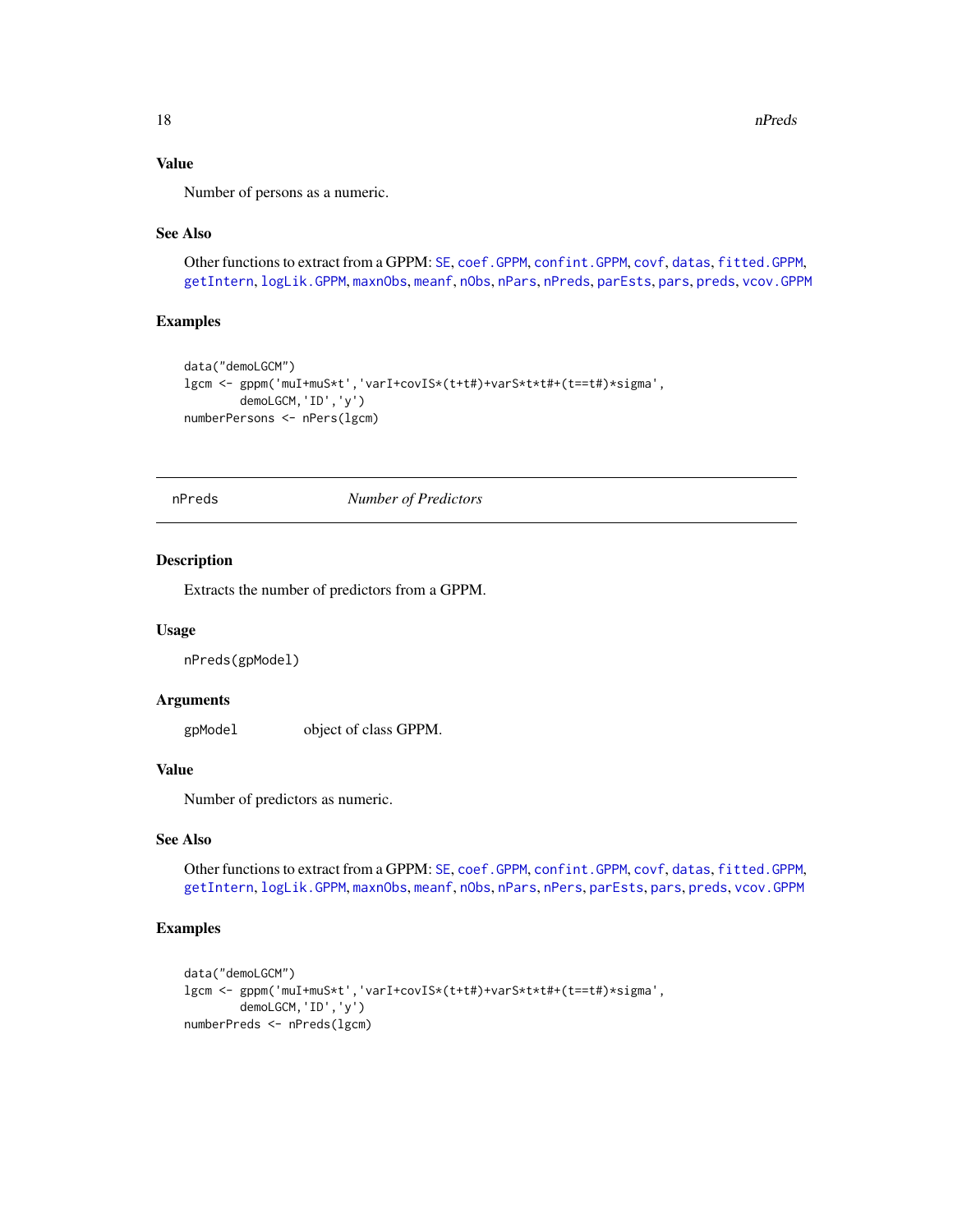### Value

Number of persons as a numeric.

### See Also

Other functions to extract from a GPPM: SE, coef.GPPM, confint.GPPM, covf, datas, fitted.GPPM, getIntern, logLik.GPPM, maxnObs, meanf, nObs, nPars, nPreds, parEsts, pars, preds, vcov.GPPM

### Examples

```
data("demoLGCM")
lgcm <- gppm('muI+muS*t','varI+covIS*(t+t#)+varS*t*t#+(t==t#)*sigma',
        demoLGCM,'ID','y')
numberPersons <- nPers(lgcm)
```

---

## nPreds — *Number of Predictors*

---

### Description

Extracts the number of predictors from a GPPM.

### Usage

```
nPreds(gpModel)
```

### Arguments

| | |
|---|---|
| gpModel | object of class GPPM. |

### Value

Number of predictors as numeric.

### See Also

Other functions to extract from a GPPM: SE, coef.GPPM, confint.GPPM, covf, datas, fitted.GPPM, getIntern, logLik.GPPM, maxnObs, meanf, nObs, nPars, nPers, parEsts, pars, preds, vcov.GPPM

### Examples

```
data("demoLGCM")
lgcm <- gppm('muI+muS*t','varI+covIS*(t+t#)+varS*t*t#+(t==t#)*sigma',
        demoLGCM,'ID','y')
numberPreds <- nPreds(lgcm)
```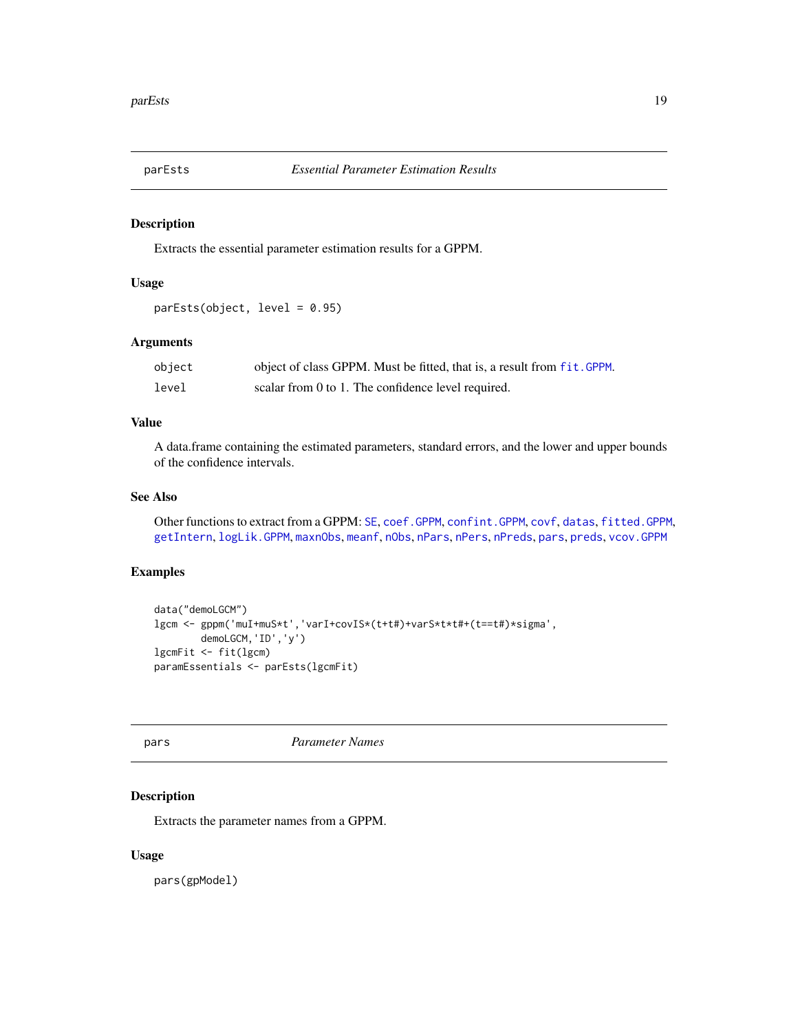## parEsts — *Essential Parameter Estimation Results*

### Description

Extracts the essential parameter estimation results for a GPPM.

### Usage

```
parEsts(object, level = 0.95)
```

### Arguments

| | |
|---|---|
| object | object of class GPPM. Must be fitted, that is, a result from fit.GPPM. |
| level | scalar from 0 to 1. The confidence level required. |

### Value

A data.frame containing the estimated parameters, standard errors, and the lower and upper bounds of the confidence intervals.

### See Also

Other functions to extract from a GPPM: SE, coef.GPPM, confint.GPPM, covf, datas, fitted.GPPM, getIntern, logLik.GPPM, maxnObs, meanf, nObs, nPars, nPers, nPreds, pars, preds, vcov.GPPM

### Examples

```
data("demoLGCM")
lgcm <- gppm('muI+muS*t','varI+covIS*(t+t#)+varS*t*t#+(t==t#)*sigma',
        demoLGCM,'ID','y')
lgcmFit <- fit(lgcm)
paramEssentials <- parEsts(lgcmFit)
```

## pars — *Parameter Names*

### Description

Extracts the parameter names from a GPPM.

### Usage

```
pars(gpModel)
```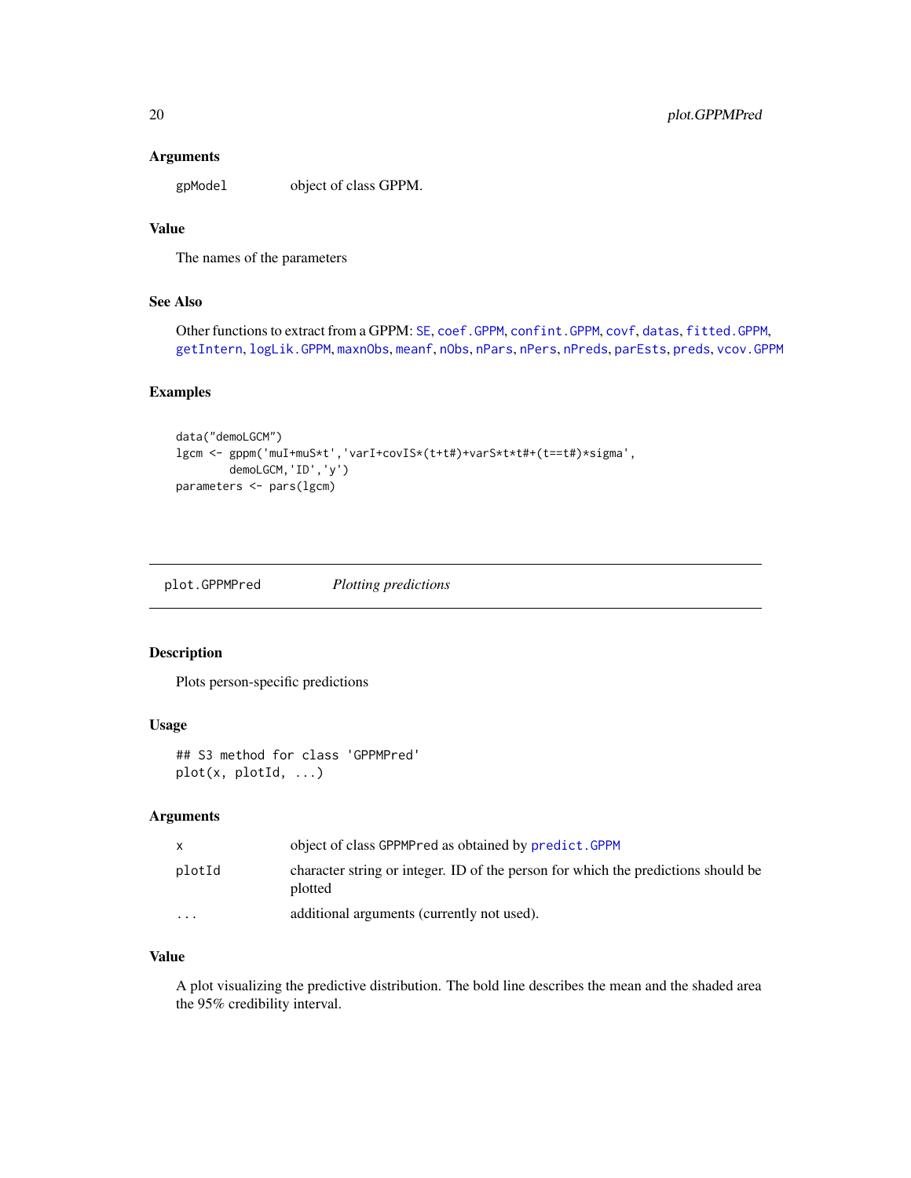### Arguments

| | |
|---|---|
| gpModel | object of class GPPM. |

### Value

The names of the parameters

### See Also

Other functions to extract from a GPPM: SE, coef.GPPM, confint.GPPM, covf, datas, fitted.GPPM, getIntern, logLik.GPPM, maxnObs, meanf, nObs, nPars, nPers, nPreds, parEsts, preds, vcov.GPPM

### Examples

```
data("demoLGCM")
lgcm <- gppm('muI+muS*t','varI+covIS*(t+t#)+varS*t*t#+(t==t#)*sigma',
        demoLGCM,'ID','y')
parameters <- pars(lgcm)
```

---

## plot.GPPMPred    *Plotting predictions*

### Description

Plots person-specific predictions

### Usage

```
## S3 method for class 'GPPMPred'
plot(x, plotId, ...)
```

### Arguments

| | |
|---|---|
| x | object of class GPPMPred as obtained by predict.GPPM |
| plotId | character string or integer. ID of the person for which the predictions should be plotted |
| ... | additional arguments (currently not used). |

### Value

A plot visualizing the predictive distribution. The bold line describes the mean and the shaded area the 95% credibility interval.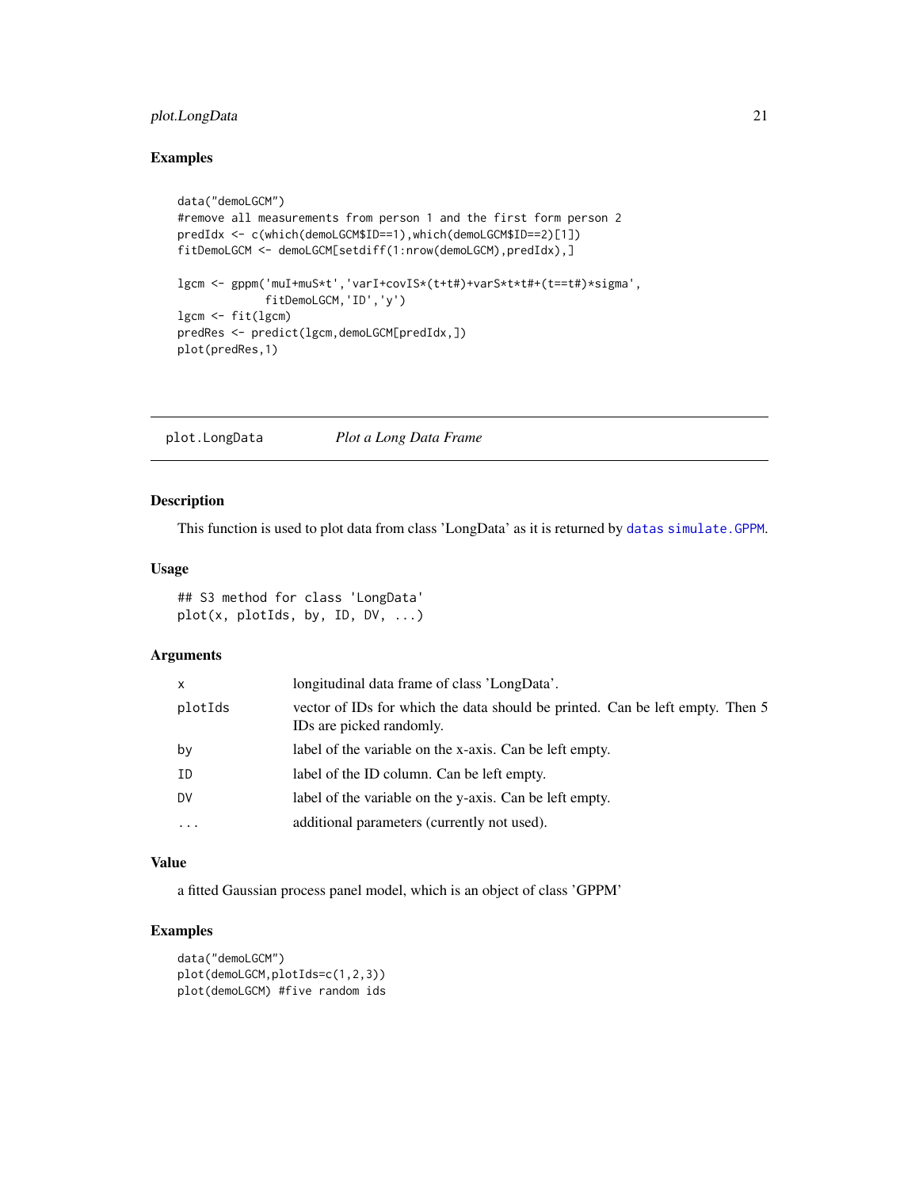## Examples

```
data("demoLGCM")
#remove all measurements from person 1 and the first form person 2
predIdx <- c(which(demoLGCM$ID==1),which(demoLGCM$ID==2)[1])
fitDemoLGCM <- demoLGCM[setdiff(1:nrow(demoLGCM),predIdx),]

lgcm <- gppm('muI+muS*t','varI+covIS*(t+t#)+varS*t*t#+(t==t#)*sigma',
             fitDemoLGCM,'ID','y')
lgcm <- fit(lgcm)
predRes <- predict(lgcm,demoLGCM[predIdx,])
plot(predRes,1)
```

---

`plot.LongData` *Plot a Long Data Frame*

---

## Description

This function is used to plot data from class 'LongData' as it is returned by `datas` `simulate.GPPM`.

## Usage

```
## S3 method for class 'LongData'
plot(x, plotIds, by, ID, DV, ...)
```

## Arguments

| | |
|---|---|
| `x` | longitudinal data frame of class 'LongData'. |
| `plotIds` | vector of IDs for which the data should be printed. Can be left empty. Then 5 IDs are picked randomly. |
| `by` | label of the variable on the x-axis. Can be left empty. |
| `ID` | label of the ID column. Can be left empty. |
| `DV` | label of the variable on the y-axis. Can be left empty. |
| `...` | additional parameters (currently not used). |

## Value

a fitted Gaussian process panel model, which is an object of class 'GPPM'

## Examples

```
data("demoLGCM")
plot(demoLGCM,plotIds=c(1,2,3))
plot(demoLGCM) #five random ids
```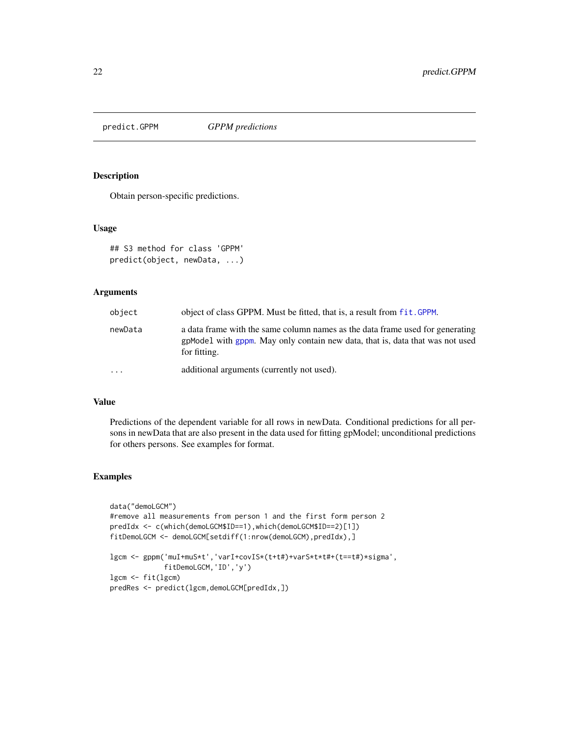predict.GPPM *GPPM predictions*

## Description

Obtain person-specific predictions.

## Usage

```
## S3 method for class 'GPPM'
predict(object, newData, ...)
```

## Arguments

| | |
|---|---|
| object | object of class GPPM. Must be fitted, that is, a result from fit.GPPM. |
| newData | a data frame with the same column names as the data frame used for generating gpModel with gppm. May only contain new data, that is, data that was not used for fitting. |
| ... | additional arguments (currently not used). |

## Value

Predictions of the dependent variable for all rows in newData. Conditional predictions for all persons in newData that are also present in the data used for fitting gpModel; unconditional predictions for others persons. See examples for format.

## Examples

```
data("demoLGCM")
#remove all measurements from person 1 and the first form person 2
predIdx <- c(which(demoLGCM$ID==1),which(demoLGCM$ID==2)[1])
fitDemoLGCM <- demoLGCM[setdiff(1:nrow(demoLGCM),predIdx),]

lgcm <- gppm('muI+muS*t','varI+covIS*(t+t#)+varS*t*t#+(t==t#)*sigma',
             fitDemoLGCM,'ID','y')
lgcm <- fit(lgcm)
predRes <- predict(lgcm,demoLGCM[predIdx,])
```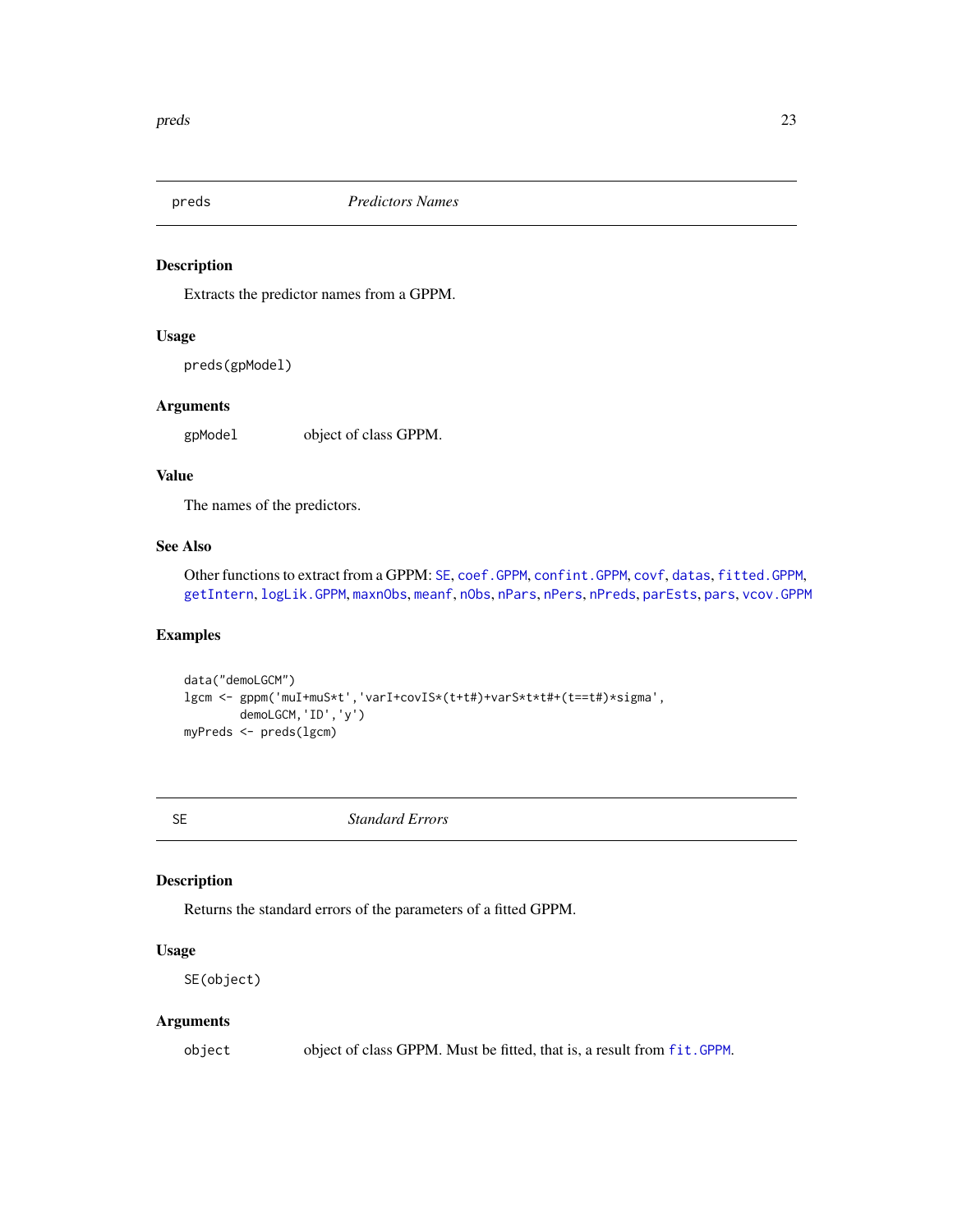## preds — *Predictors Names*

### Description

Extracts the predictor names from a GPPM.

### Usage

```
preds(gpModel)
```

### Arguments

| | |
|---|---|
| gpModel | object of class GPPM. |

### Value

The names of the predictors.

### See Also

Other functions to extract from a GPPM: SE, coef.GPPM, confint.GPPM, covf, datas, fitted.GPPM, getIntern, logLik.GPPM, maxnObs, meanf, nObs, nPars, nPers, nPreds, parEsts, pars, vcov.GPPM

### Examples

```
data("demoLGCM")
lgcm <- gppm('muI+muS*t','varI+covIS*(t+t#)+varS*t*t#+(t==t#)*sigma',
        demoLGCM,'ID','y')
myPreds <- preds(lgcm)
```

## SE — *Standard Errors*

### Description

Returns the standard errors of the parameters of a fitted GPPM.

### Usage

```
SE(object)
```

### Arguments

| | |
|---|---|
| object | object of class GPPM. Must be fitted, that is, a result from fit.GPPM. |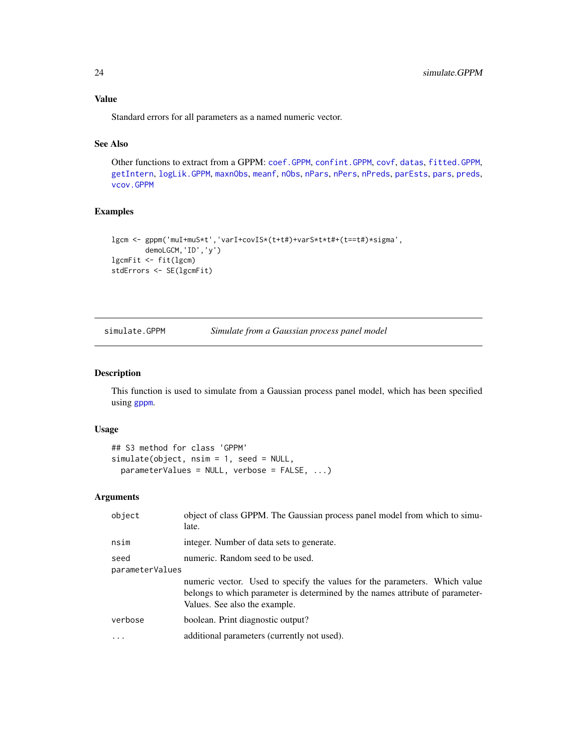## Value

Standard errors for all parameters as a named numeric vector.

## See Also

Other functions to extract from a GPPM: coef.GPPM, confint.GPPM, covf, datas, fitted.GPPM, getIntern, logLik.GPPM, maxnObs, meanf, nObs, nPars, nPers, nPreds, parEsts, pars, preds, vcov.GPPM

## Examples

```
lgcm <- gppm('muI+muS*t','varI+covIS*(t+t#)+varS*t*t#+(t==t#)*sigma',
        demoLGCM,'ID','y')
lgcmFit <- fit(lgcm)
stdErrors <- SE(lgcmFit)
```

---

# simulate.GPPM — *Simulate from a Gaussian process panel model*

## Description

This function is used to simulate from a Gaussian process panel model, which has been specified using gppm.

## Usage

```
## S3 method for class 'GPPM'
simulate(object, nsim = 1, seed = NULL,
  parameterValues = NULL, verbose = FALSE, ...)
```

## Arguments

| | |
|---|---|
| object | object of class GPPM. The Gaussian process panel model from which to simulate. |
| nsim | integer. Number of data sets to generate. |
| seed | numeric. Random seed to be used. |
| parameterValues | numeric vector. Used to specify the values for the parameters. Which value belongs to which parameter is determined by the names attribute of parameterValues. See also the example. |
| verbose | boolean. Print diagnostic output? |
| ... | additional parameters (currently not used). |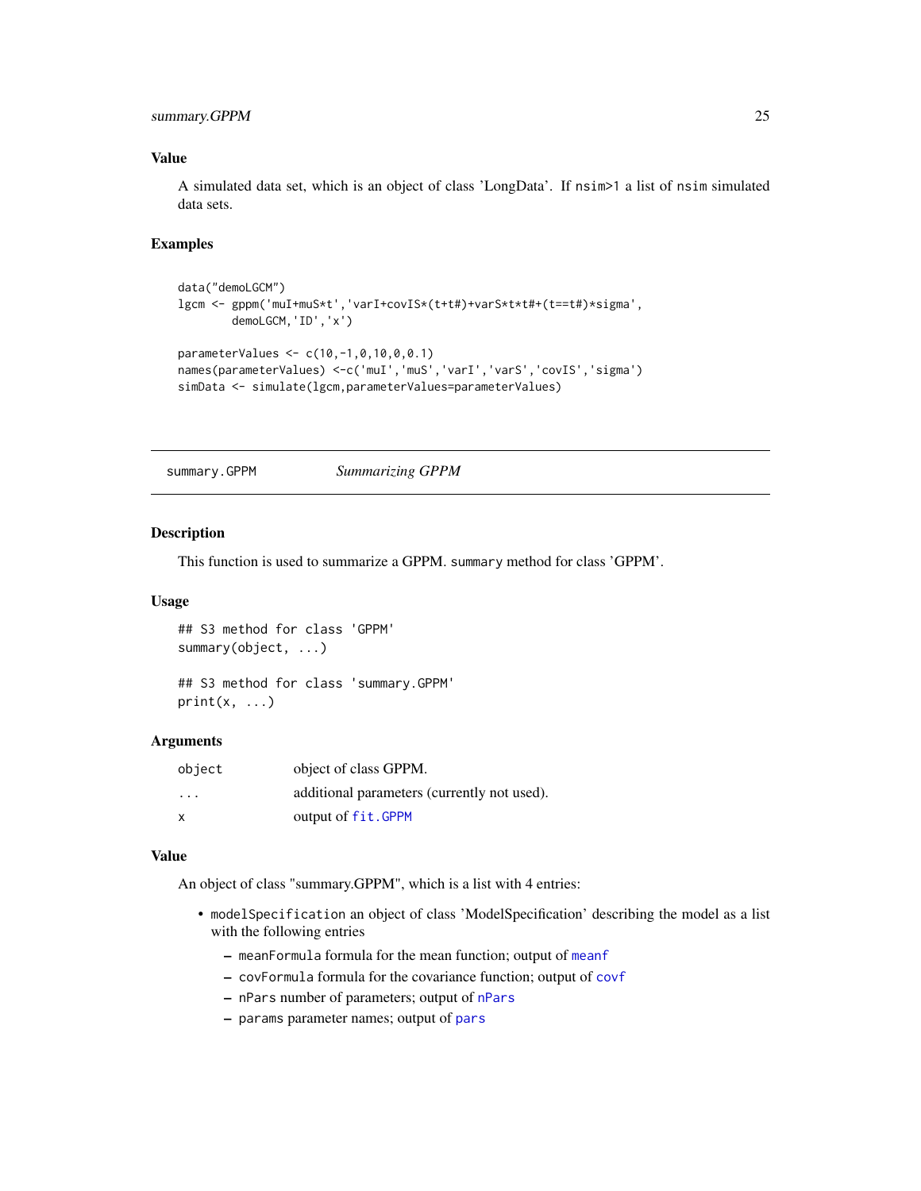## Value

A simulated data set, which is an object of class 'LongData'. If `nsim>1` a list of `nsim` simulated data sets.

## Examples

```
data("demoLGCM")
lgcm <- gppm('muI+muS*t','varI+covIS*(t+t#)+varS*t*t#+(t==t#)*sigma',
        demoLGCM,'ID','x')

parameterValues <- c(10,-1,0,10,0,0.1)
names(parameterValues) <-c('muI','muS','varI','varS','covIS','sigma')
simData <- simulate(lgcm,parameterValues=parameterValues)
```

---

# summary.GPPM — *Summarizing GPPM*

---

## Description

This function is used to summarize a GPPM. `summary` method for class 'GPPM'.

## Usage

```
## S3 method for class 'GPPM'
summary(object, ...)

## S3 method for class 'summary.GPPM'
print(x, ...)
```

## Arguments

| | |
|---|---|
| `object` | object of class GPPM. |
| `...` | additional parameters (currently not used). |
| `x` | output of `fit.GPPM` |

## Value

An object of class "summary.GPPM", which is a list with 4 entries:

- `modelSpecification` an object of class 'ModelSpecification' describing the model as a list with the following entries
  - `meanFormula` formula for the mean function; output of `meanf`
  - `covFormula` formula for the covariance function; output of `covf`
  - `nPars` number of parameters; output of `nPars`
  - `params` parameter names; output of `pars`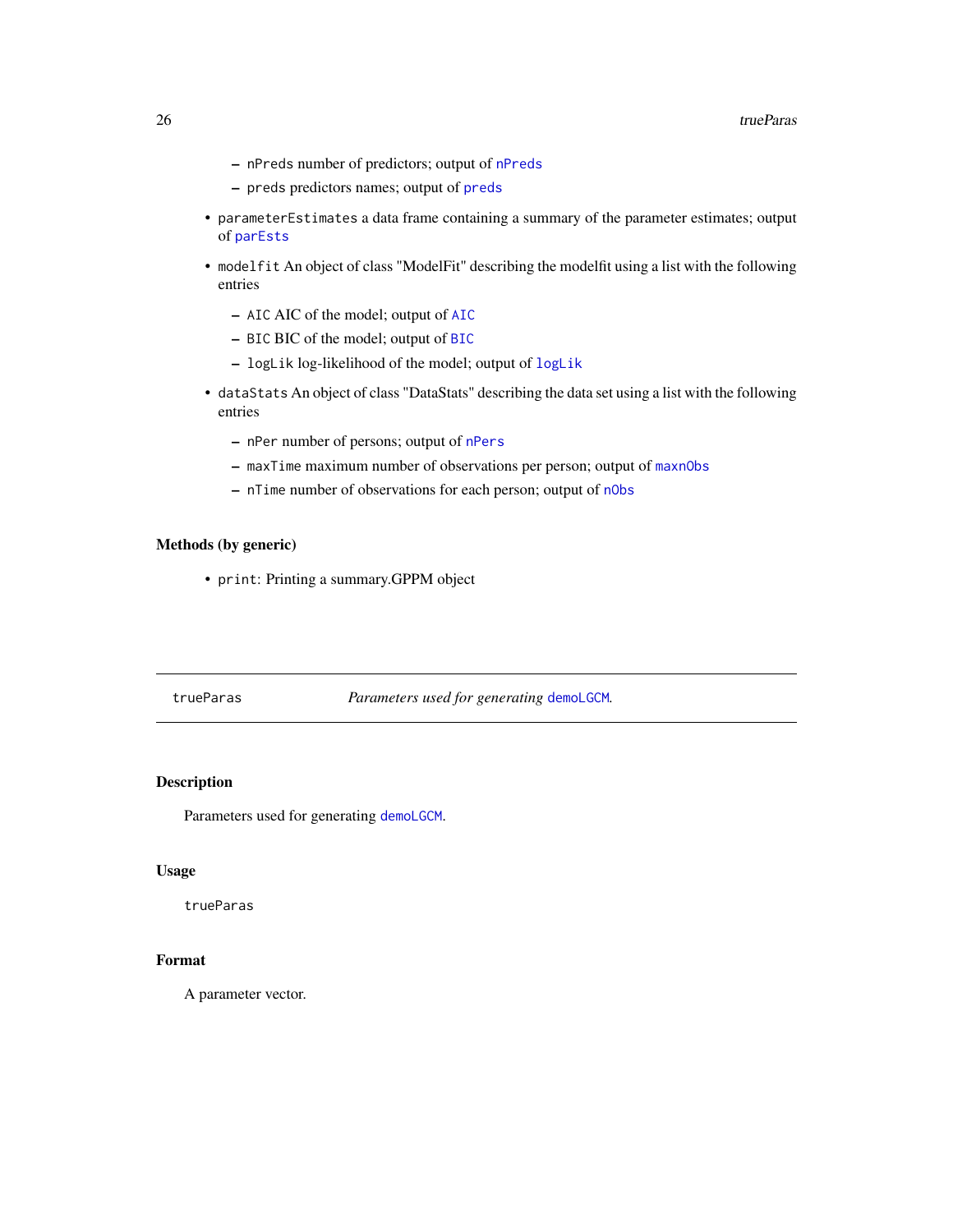- `nPreds` number of predictors; output of `nPreds`
  - `preds` predictors names; output of `preds`
- `parameterEstimates` a data frame containing a summary of the parameter estimates; output of `parEsts`
- `modelfit` An object of class "ModelFit" describing the modelfit using a list with the following entries
  - `AIC` AIC of the model; output of `AIC`
  - `BIC` BIC of the model; output of `BIC`
  - `logLik` log-likelihood of the model; output of `logLik`
- `dataStats` An object of class "DataStats" describing the data set using a list with the following entries
  - `nPer` number of persons; output of `nPers`
  - `maxTime` maximum number of observations per person; output of `maxnObs`
  - `nTime` number of observations for each person; output of `nObs`

### Methods (by generic)

- `print`: Printing a summary.GPPM object

---

## trueParas — *Parameters used for generating `demoLGCM`.*

---

### Description

Parameters used for generating `demoLGCM`.

### Usage

```
trueParas
```

### Format

A parameter vector.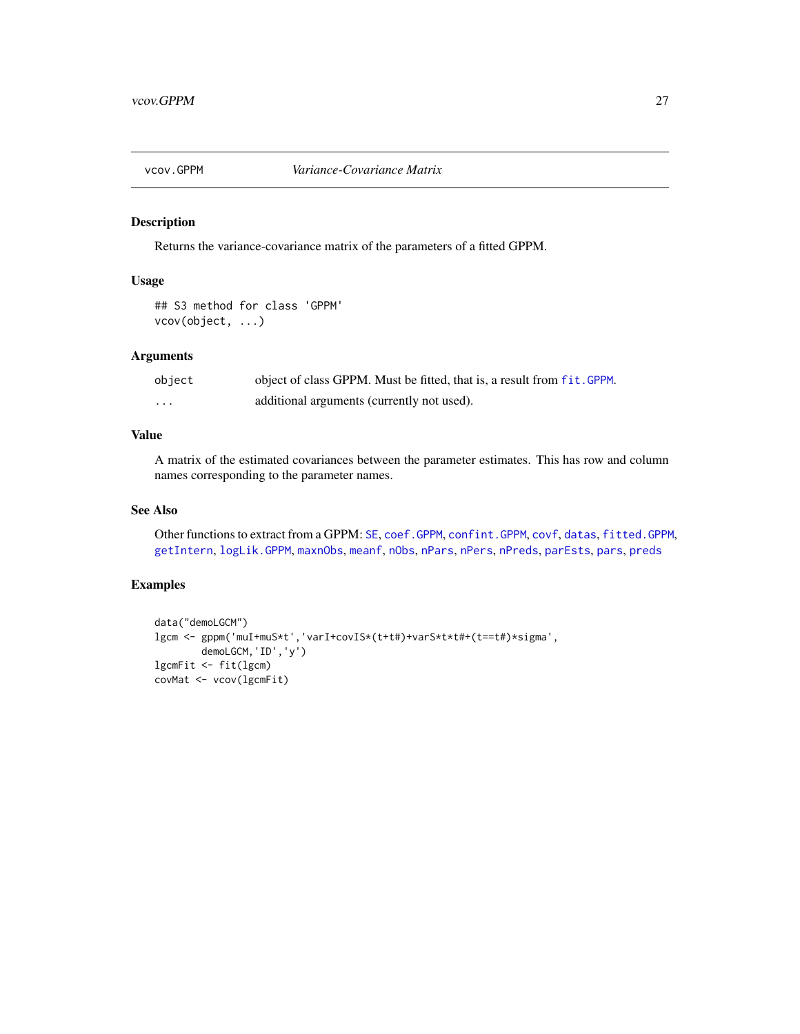# vcov.GPPM — *Variance-Covariance Matrix*

## Description

Returns the variance-covariance matrix of the parameters of a fitted GPPM.

## Usage

```
## S3 method for class 'GPPM'
vcov(object, ...)
```

## Arguments

| | |
|---|---|
| object | object of class GPPM. Must be fitted, that is, a result from `fit.GPPM`. |
| ... | additional arguments (currently not used). |

## Value

A matrix of the estimated covariances between the parameter estimates. This has row and column names corresponding to the parameter names.

## See Also

Other functions to extract from a GPPM: `SE`, `coef.GPPM`, `confint.GPPM`, `covf`, `datas`, `fitted.GPPM`, `getIntern`, `logLik.GPPM`, `maxnObs`, `meanf`, `nObs`, `nPars`, `nPers`, `nPreds`, `parEsts`, `pars`, `preds`

## Examples

```
data("demoLGCM")
lgcm <- gppm('muI+muS*t','varI+covIS*(t+t#)+varS*t*t#+(t==t#)*sigma',
        demoLGCM,'ID','y')
lgcmFit <- fit(lgcm)
covMat <- vcov(lgcmFit)
```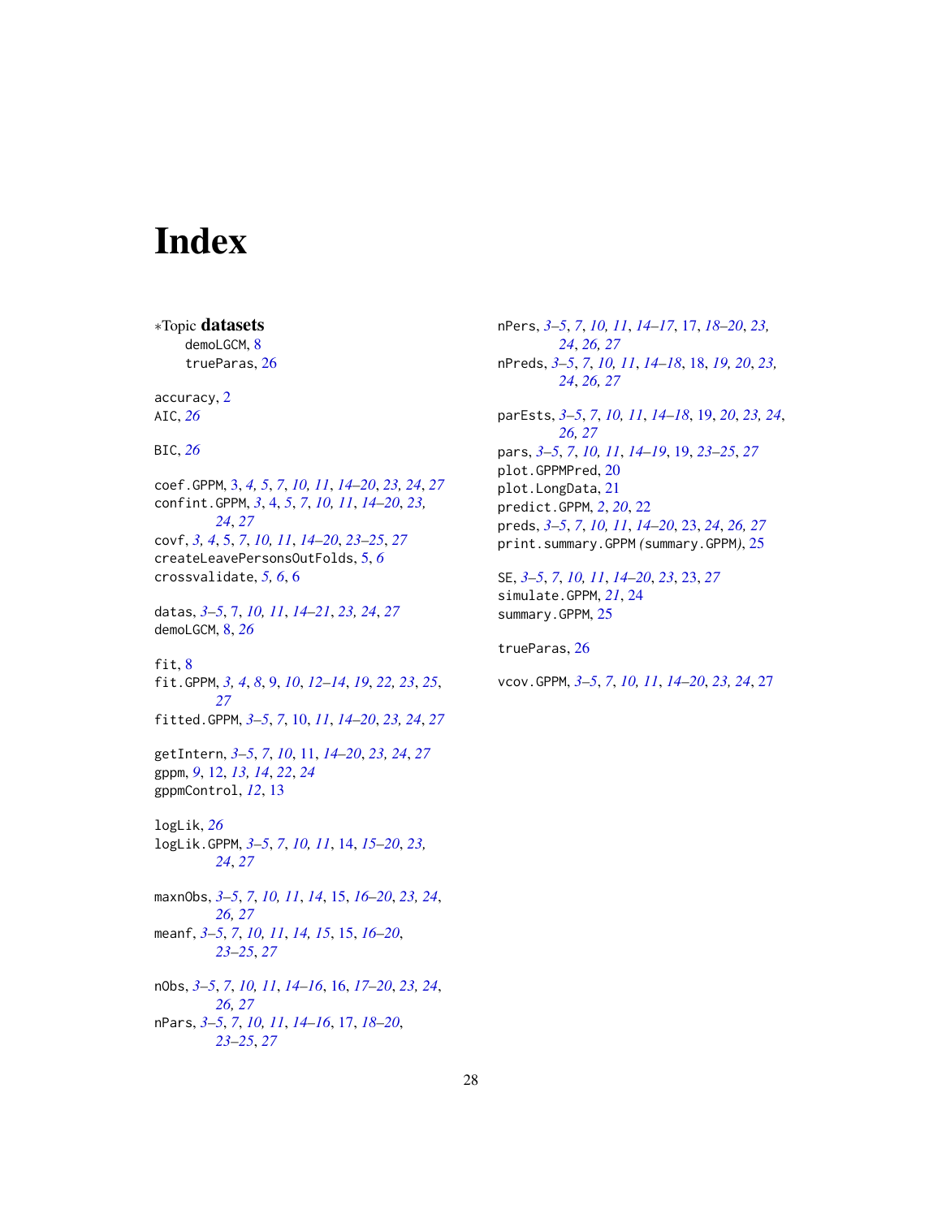# Index

∗Topic **datasets**

- demoLGCM, 8
- trueParas, 26

accuracy, 2
AIC, *26*

BIC, *26*

coef.GPPM, 3, *4, 5*, *7*, *10, 11*, *14–20*, *23, 24*, *27*
confint.GPPM, *3*, 4, *5*, *7*, *10, 11*, *14–20*, *23, 24*, *27*
covf, *3, 4*, 5, *7*, *10, 11*, *14–20*, *23–25*, *27*
createLeavePersonsOutFolds, 5, *6*
crossvalidate, *5, 6*, 6

datas, *3–5*, 7, *10, 11*, *14–21*, *23, 24*, *27*
demoLGCM, 8, *26*

fit, 8
fit.GPPM, *3, 4*, *8*, 9, *10*, *12–14*, *19*, *22, 23*, *25*, *27*
fitted.GPPM, *3–5*, *7*, 10, *11*, *14–20*, *23, 24*, *27*

getIntern, *3–5*, *7*, *10*, 11, *14–20*, *23, 24*, *27*
gppm, *9*, 12, *13, 14*, *22*, *24*
gppmControl, *12*, 13

logLik, *26*
logLik.GPPM, *3–5*, *7*, *10, 11*, 14, *15–20*, *23, 24*, *27*

maxnObs, *3–5*, *7*, *10, 11*, *14*, 15, *16–20*, *23, 24*, *26, 27*
meanf, *3–5*, *7*, *10, 11*, *14, 15*, 15, *16–20*, *23–25*, *27*

nObs, *3–5*, *7*, *10, 11*, *14–16*, 16, *17–20*, *23, 24*, *26, 27*
nPars, *3–5*, *7*, *10, 11*, *14–16*, 17, *18–20*, *23–25*, *27*
nPers, *3–5*, *7*, *10, 11*, *14–17*, 17, *18–20*, *23, 24*, *26, 27*
nPreds, *3–5*, *7*, *10, 11*, *14–18*, 18, *19, 20*, *23, 24*, *26, 27*

parEsts, *3–5*, *7*, *10, 11*, *14–18*, 19, *20*, *23, 24*, *26, 27*
pars, *3–5*, *7*, *10, 11*, *14–19*, 19, *23–25*, *27*
plot.GPPMPred, 20
plot.LongData, 21
predict.GPPM, *2*, *20*, 22
preds, *3–5*, *7*, *10, 11*, *14–20*, 23, *24*, *26, 27*
print.summary.GPPM *(*summary.GPPM*)*, 25

SE, *3–5*, *7*, *10, 11*, *14–20*, *23*, 23, *27*
simulate.GPPM, *21*, 24
summary.GPPM, 25

trueParas, 26

vcov.GPPM, *3–5*, *7*, *10, 11*, *14–20*, *23, 24*, 27